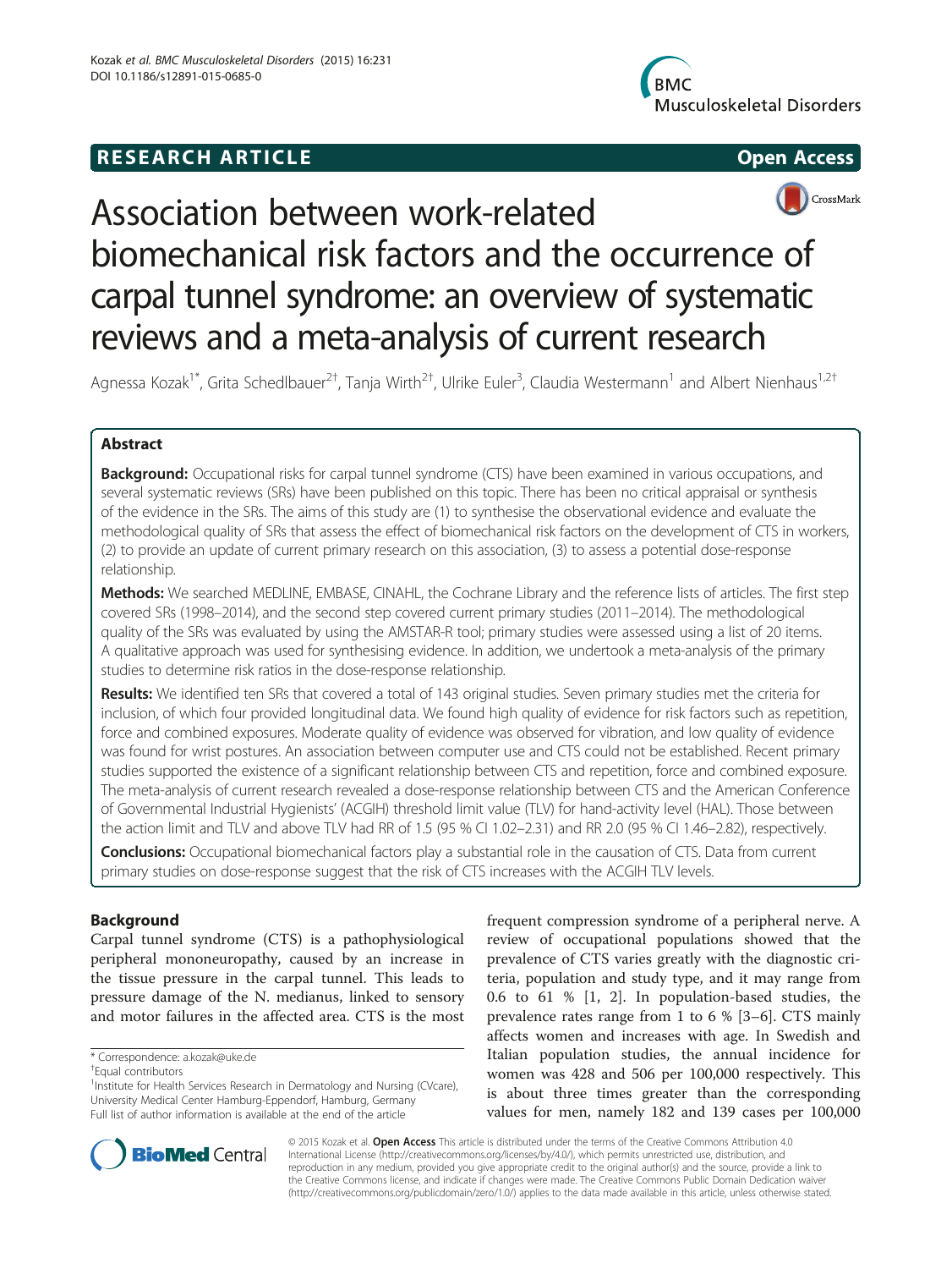**RESEARCH ARTICLE** **Open Access**

# Association between work-related biomechanical risk factors and the occurrence of carpal tunnel syndrome: an overview of systematic reviews and a meta-analysis of current research

Agnessa Kozak[1*], Grita Schedlbauer[2†], Tanja Wirth[2†], Ulrike Euler[3], Claudia Westermann[1] and Albert Nienhaus[1,2†]

## Abstract

**Background:** Occupational risks for carpal tunnel syndrome (CTS) have been examined in various occupations, and several systematic reviews (SRs) have been published on this topic. There has been no critical appraisal or synthesis of the evidence in the SRs. The aims of this study are (1) to synthesise the observational evidence and evaluate the methodological quality of SRs that assess the effect of biomechanical risk factors on the development of CTS in workers, (2) to provide an update of current primary research on this association, (3) to assess a potential dose-response relationship.

**Methods:** We searched MEDLINE, EMBASE, CINAHL, the Cochrane Library and the reference lists of articles. The first step covered SRs (1998–2014), and the second step covered current primary studies (2011–2014). The methodological quality of the SRs was evaluated by using the AMSTAR-R tool; primary studies were assessed using a list of 20 items. A qualitative approach was used for synthesising evidence. In addition, we undertook a meta-analysis of the primary studies to determine risk ratios in the dose-response relationship.

**Results:** We identified ten SRs that covered a total of 143 original studies. Seven primary studies met the criteria for inclusion, of which four provided longitudinal data. We found high quality of evidence for risk factors such as repetition, force and combined exposures. Moderate quality of evidence was observed for vibration, and low quality of evidence was found for wrist postures. An association between computer use and CTS could not be established. Recent primary studies supported the existence of a significant relationship between CTS and repetition, force and combined exposure. The meta-analysis of current research revealed a dose-response relationship between CTS and the American Conference of Governmental Industrial Hygienists' (ACGIH) threshold limit value (TLV) for hand-activity level (HAL). Those between the action limit and TLV and above TLV had RR of 1.5 (95 % CI 1.02–2.31) and RR 2.0 (95 % CI 1.46–2.82), respectively.

**Conclusions:** Occupational biomechanical factors play a substantial role in the causation of CTS. Data from current primary studies on dose-response suggest that the risk of CTS increases with the ACGIH TLV levels.

## Background

Carpal tunnel syndrome (CTS) is a pathophysiological peripheral mononeuropathy, caused by an increase in the tissue pressure in the carpal tunnel. This leads to pressure damage of the N. medianus, linked to sensory and motor failures in the affected area. CTS is the most frequent compression syndrome of a peripheral nerve. A review of occupational populations showed that the prevalence of CTS varies greatly with the diagnostic criteria, population and study type, and it may range from 0.6 to 61 % [1, 2]. In population-based studies, the prevalence rates range from 1 to 6 % [3–6]. CTS mainly affects women and increases with age. In Swedish and Italian population studies, the annual incidence for women was 428 and 506 per 100,000 respectively. This is about three times greater than the corresponding values for men, namely 182 and 139 cases per 100,000

\* Correspondence: a.kozak@uke.de
†Equal contributors
[1]Institute for Health Services Research in Dermatology and Nursing (CVcare), University Medical Center Hamburg-Eppendorf, Hamburg, Germany
Full list of author information is available at the end of the article

© 2015 Kozak et al. **Open Access** This article is distributed under the terms of the Creative Commons Attribution 4.0 International License (http://creativecommons.org/licenses/by/4.0/), which permits unrestricted use, distribution, and reproduction in any medium, provided you give appropriate credit to the original author(s) and the source, provide a link to the Creative Commons license, and indicate if changes were made. The Creative Commons Public Domain Dedication waiver (http://creativecommons.org/publicdomain/zero/1.0/) applies to the data made available in this article, unless otherwise stated.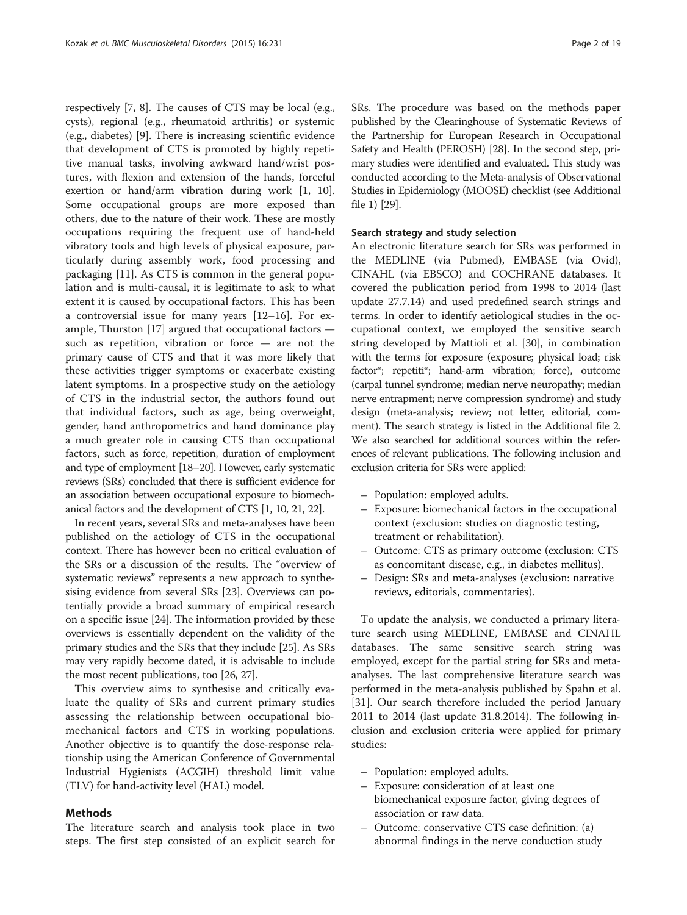respectively [7, 8]. The causes of CTS may be local (e.g., cysts), regional (e.g., rheumatoid arthritis) or systemic (e.g., diabetes) [9]. There is increasing scientific evidence that development of CTS is promoted by highly repetitive manual tasks, involving awkward hand/wrist postures, with flexion and extension of the hands, forceful exertion or hand/arm vibration during work [1, 10]. Some occupational groups are more exposed than others, due to the nature of their work. These are mostly occupations requiring the frequent use of hand-held vibratory tools and high levels of physical exposure, particularly during assembly work, food processing and packaging [11]. As CTS is common in the general population and is multi-causal, it is legitimate to ask to what extent it is caused by occupational factors. This has been a controversial issue for many years [12–16]. For example, Thurston [17] argued that occupational factors — such as repetition, vibration or force — are not the primary cause of CTS and that it was more likely that these activities trigger symptoms or exacerbate existing latent symptoms. In a prospective study on the aetiology of CTS in the industrial sector, the authors found out that individual factors, such as age, being overweight, gender, hand anthropometrics and hand dominance play a much greater role in causing CTS than occupational factors, such as force, repetition, duration of employment and type of employment [18–20]. However, early systematic reviews (SRs) concluded that there is sufficient evidence for an association between occupational exposure to biomechanical factors and the development of CTS [1, 10, 21, 22].

In recent years, several SRs and meta-analyses have been published on the aetiology of CTS in the occupational context. There has however been no critical evaluation of the SRs or a discussion of the results. The "overview of systematic reviews" represents a new approach to synthesising evidence from several SRs [23]. Overviews can potentially provide a broad summary of empirical research on a specific issue [24]. The information provided by these overviews is essentially dependent on the validity of the primary studies and the SRs that they include [25]. As SRs may very rapidly become dated, it is advisable to include the most recent publications, too [26, 27].

This overview aims to synthesise and critically evaluate the quality of SRs and current primary studies assessing the relationship between occupational biomechanical factors and CTS in working populations. Another objective is to quantify the dose-response relationship using the American Conference of Governmental Industrial Hygienists (ACGIH) threshold limit value (TLV) for hand-activity level (HAL) model.

## Methods

The literature search and analysis took place in two steps. The first step consisted of an explicit search for SRs. The procedure was based on the methods paper published by the Clearinghouse of Systematic Reviews of the Partnership for European Research in Occupational Safety and Health (PEROSH) [28]. In the second step, primary studies were identified and evaluated. This study was conducted according to the Meta-analysis of Observational Studies in Epidemiology (MOOSE) checklist (see Additional file 1) [29].

### Search strategy and study selection

An electronic literature search for SRs was performed in the MEDLINE (via Pubmed), EMBASE (via Ovid), CINAHL (via EBSCO) and COCHRANE databases. It covered the publication period from 1998 to 2014 (last update 27.7.14) and used predefined search strings and terms. In order to identify aetiological studies in the occupational context, we employed the sensitive search string developed by Mattioli et al. [30], in combination with the terms for exposure (exposure; physical load; risk factor*; repetiti*; hand-arm vibration; force), outcome (carpal tunnel syndrome; median nerve neuropathy; median nerve entrapment; nerve compression syndrome) and study design (meta-analysis; review; not letter, editorial, comment). The search strategy is listed in the Additional file 2. We also searched for additional sources within the references of relevant publications. The following inclusion and exclusion criteria for SRs were applied:

- Population: employed adults.
- Exposure: biomechanical factors in the occupational context (exclusion: studies on diagnostic testing, treatment or rehabilitation).
- Outcome: CTS as primary outcome (exclusion: CTS as concomitant disease, e.g., in diabetes mellitus).
- Design: SRs and meta-analyses (exclusion: narrative reviews, editorials, commentaries).

To update the analysis, we conducted a primary literature search using MEDLINE, EMBASE and CINAHL databases. The same sensitive search string was employed, except for the partial string for SRs and meta-analyses. The last comprehensive literature search was performed in the meta-analysis published by Spahn et al. [31]. Our search therefore included the period January 2011 to 2014 (last update 31.8.2014). The following inclusion and exclusion criteria were applied for primary studies:

- Population: employed adults.
- Exposure: consideration of at least one biomechanical exposure factor, giving degrees of association or raw data.
- Outcome: conservative CTS case definition: (a) abnormal findings in the nerve conduction study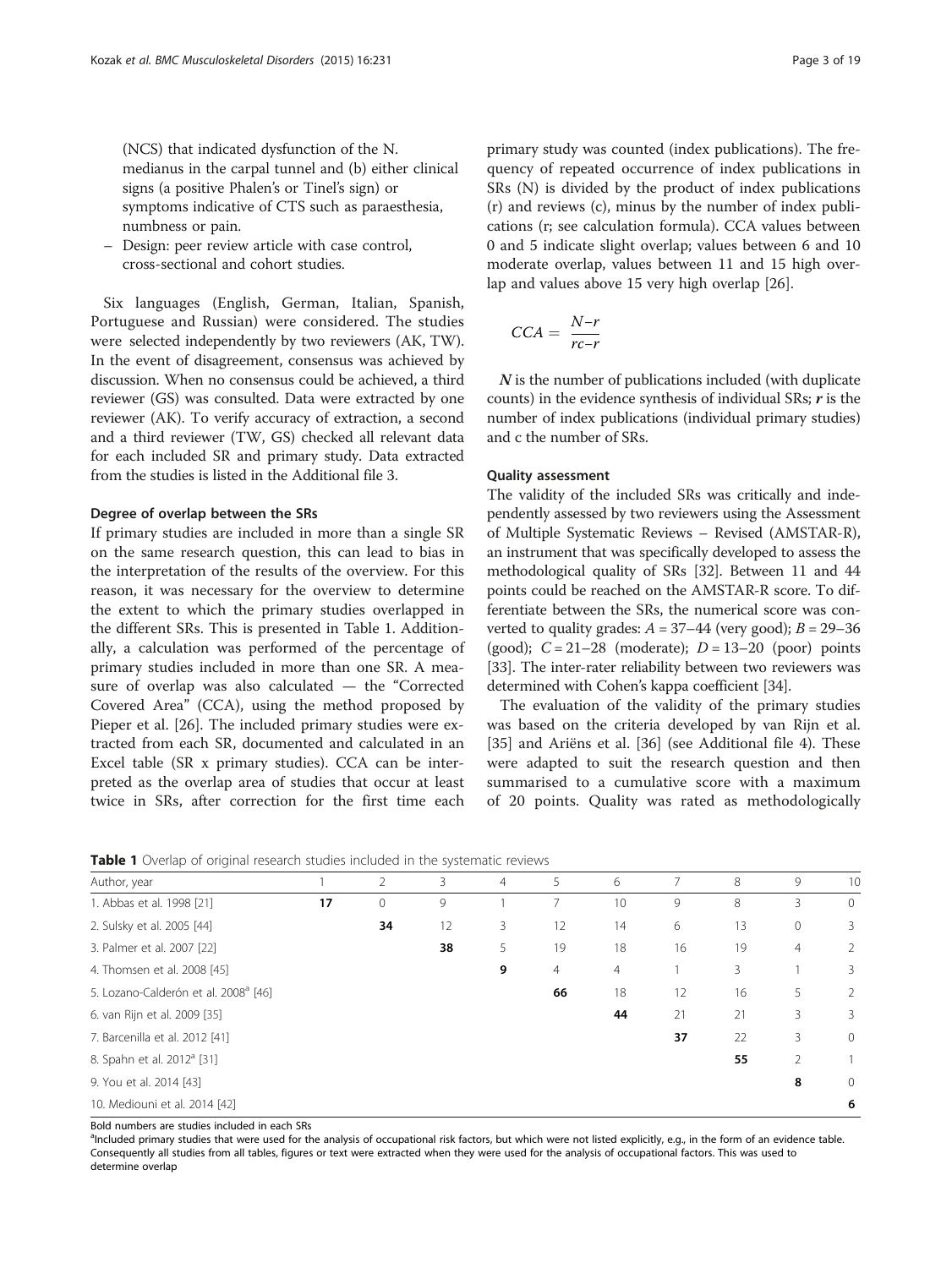(NCS) that indicated dysfunction of the N. medianus in the carpal tunnel and (b) either clinical signs (a positive Phalen's or Tinel's sign) or symptoms indicative of CTS such as paraesthesia, numbness or pain.

- Design: peer review article with case control, cross-sectional and cohort studies.

Six languages (English, German, Italian, Spanish, Portuguese and Russian) were considered. The studies were selected independently by two reviewers (AK, TW). In the event of disagreement, consensus was achieved by discussion. When no consensus could be achieved, a third reviewer (GS) was consulted. Data were extracted by one reviewer (AK). To verify accuracy of extraction, a second and a third reviewer (TW, GS) checked all relevant data for each included SR and primary study. Data extracted from the studies is listed in the Additional file 3.

#### Degree of overlap between the SRs

If primary studies are included in more than a single SR on the same research question, this can lead to bias in the interpretation of the results of the overview. For this reason, it was necessary for the overview to determine the extent to which the primary studies overlapped in the different SRs. This is presented in Table 1. Additionally, a calculation was performed of the percentage of primary studies included in more than one SR. A measure of overlap was also calculated — the "Corrected Covered Area" (CCA), using the method proposed by Pieper et al. [26]. The included primary studies were extracted from each SR, documented and calculated in an Excel table (SR x primary studies). CCA can be interpreted as the overlap area of studies that occur at least twice in SRs, after correction for the first time each primary study was counted (index publications). The frequency of repeated occurrence of index publications in SRs (N) is divided by the product of index publications (r) and reviews (c), minus by the number of index publications (r; see calculation formula). CCA values between 0 and 5 indicate slight overlap; values between 6 and 10 moderate overlap, values between 11 and 15 high overlap and values above 15 very high overlap [26].

$$CCA = \frac{N-r}{rc-r}$$

$N$ is the number of publications included (with duplicate counts) in the evidence synthesis of individual SRs; $r$ is the number of index publications (individual primary studies) and c the number of SRs.

#### Quality assessment

The validity of the included SRs was critically and independently assessed by two reviewers using the Assessment of Multiple Systematic Reviews – Revised (AMSTAR-R), an instrument that was specifically developed to assess the methodological quality of SRs [32]. Between 11 and 44 points could be reached on the AMSTAR-R score. To differentiate between the SRs, the numerical score was converted to quality grades: $A = 37–44$ (very good); $B = 29–36$ (good); $C = 21–28$ (moderate); $D = 13–20$ (poor) points [33]. The inter-rater reliability between two reviewers was determined with Cohen's kappa coefficient [34].

The evaluation of the validity of the primary studies was based on the criteria developed by van Rijn et al. [35] and Ariëns et al. [36] (see Additional file 4). These were adapted to suit the research question and then summarised to a cumulative score with a maximum of 20 points. Quality was rated as methodologically

**Table 1** Overlap of original research studies included in the systematic reviews

| Author, year | 1 | 2 | 3 | 4 | 5 | 6 | 7 | 8 | 9 | 10 |
|---|---|---|---|---|---|---|---|---|---|---|
| 1. Abbas et al. 1998 [21] | **17** | 0 | 9 | 1 | 7 | 10 | 9 | 8 | 3 | 0 |
| 2. Sulsky et al. 2005 [44] | | **34** | 12 | 3 | 12 | 14 | 6 | 13 | 0 | 3 |
| 3. Palmer et al. 2007 [22] | | | **38** | 5 | 19 | 18 | 16 | 19 | 4 | 2 |
| 4. Thomsen et al. 2008 [45] | | | | **9** | 4 | 4 | 1 | 3 | 1 | 3 |
| 5. Lozano-Calderón et al. 2008[a] [46] | | | | | **66** | 18 | 12 | 16 | 5 | 2 |
| 6. van Rijn et al. 2009 [35] | | | | | | **44** | 21 | 21 | 3 | 3 |
| 7. Barcenilla et al. 2012 [41] | | | | | | | **37** | 22 | 3 | 0 |
| 8. Spahn et al. 2012[a] [31] | | | | | | | | **55** | 2 | 1 |
| 9. You et al. 2014 [43] | | | | | | | | | **8** | 0 |
| 10. Mediouni et al. 2014 [42] | | | | | | | | | | **6** |

Bold numbers are studies included in each SRs

[a]Included primary studies that were used for the analysis of occupational risk factors, but which were not listed explicitly, e.g., in the form of an evidence table. Consequently all studies from all tables, figures or text were extracted when they were used for the analysis of occupational factors. This was used to determine overlap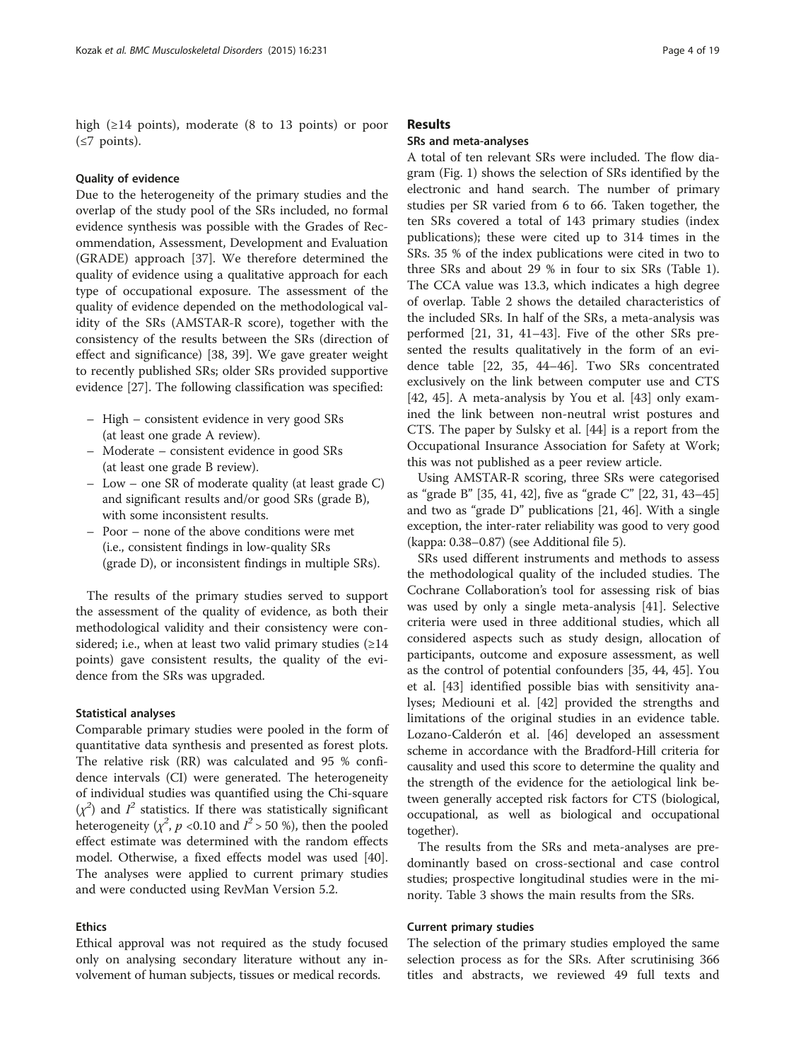high (≥14 points), moderate (8 to 13 points) or poor (≤7 points).

### Quality of evidence

Due to the heterogeneity of the primary studies and the overlap of the study pool of the SRs included, no formal evidence synthesis was possible with the Grades of Recommendation, Assessment, Development and Evaluation (GRADE) approach [37]. We therefore determined the quality of evidence using a qualitative approach for each type of occupational exposure. The assessment of the quality of evidence depended on the methodological validity of the SRs (AMSTAR-R score), together with the consistency of the results between the SRs (direction of effect and significance) [38, 39]. We gave greater weight to recently published SRs; older SRs provided supportive evidence [27]. The following classification was specified:

- High – consistent evidence in very good SRs (at least one grade A review).
- Moderate – consistent evidence in good SRs (at least one grade B review).
- Low – one SR of moderate quality (at least grade C) and significant results and/or good SRs (grade B), with some inconsistent results.
- Poor – none of the above conditions were met (i.e., consistent findings in low-quality SRs (grade D), or inconsistent findings in multiple SRs).

The results of the primary studies served to support the assessment of the quality of evidence, as both their methodological validity and their consistency were considered; i.e., when at least two valid primary studies (≥14 points) gave consistent results, the quality of the evidence from the SRs was upgraded.

### Statistical analyses

Comparable primary studies were pooled in the form of quantitative data synthesis and presented as forest plots. The relative risk (RR) was calculated and 95 % confidence intervals (CI) were generated. The heterogeneity of individual studies was quantified using the Chi-square ($\chi^2$) and $I^2$ statistics. If there was statistically significant heterogeneity ($\chi^2$, $p$ <0.10 and $I^2$ > 50 %), then the pooled effect estimate was determined with the random effects model. Otherwise, a fixed effects model was used [40]. The analyses were applied to current primary studies and were conducted using RevMan Version 5.2.

### Ethics

Ethical approval was not required as the study focused only on analysing secondary literature without any involvement of human subjects, tissues or medical records.

## Results

### SRs and meta-analyses

A total of ten relevant SRs were included. The flow diagram (Fig. 1) shows the selection of SRs identified by the electronic and hand search. The number of primary studies per SR varied from 6 to 66. Taken together, the ten SRs covered a total of 143 primary studies (index publications); these were cited up to 314 times in the SRs. 35 % of the index publications were cited in two to three SRs and about 29 % in four to six SRs (Table 1). The CCA value was 13.3, which indicates a high degree of overlap. Table 2 shows the detailed characteristics of the included SRs. In half of the SRs, a meta-analysis was performed [21, 31, 41–43]. Five of the other SRs presented the results qualitatively in the form of an evidence table [22, 35, 44–46]. Two SRs concentrated exclusively on the link between computer use and CTS [42, 45]. A meta-analysis by You et al. [43] only examined the link between non-neutral wrist postures and CTS. The paper by Sulsky et al. [44] is a report from the Occupational Insurance Association for Safety at Work; this was not published as a peer review article.

Using AMSTAR-R scoring, three SRs were categorised as "grade B" [35, 41, 42], five as "grade C" [22, 31, 43–45] and two as "grade D" publications [21, 46]. With a single exception, the inter-rater reliability was good to very good (kappa: 0.38–0.87) (see Additional file 5).

SRs used different instruments and methods to assess the methodological quality of the included studies. The Cochrane Collaboration's tool for assessing risk of bias was used by only a single meta-analysis [41]. Selective criteria were used in three additional studies, which all considered aspects such as study design, allocation of participants, outcome and exposure assessment, as well as the control of potential confounders [35, 44, 45]. You et al. [43] identified possible bias with sensitivity analyses; Mediouni et al. [42] provided the strengths and limitations of the original studies in an evidence table. Lozano-Calderón et al. [46] developed an assessment scheme in accordance with the Bradford-Hill criteria for causality and used this score to determine the quality and the strength of the evidence for the aetiological link between generally accepted risk factors for CTS (biological, occupational, as well as biological and occupational together).

The results from the SRs and meta-analyses are predominantly based on cross-sectional and case control studies; prospective longitudinal studies were in the minority. Table 3 shows the main results from the SRs.

### Current primary studies

The selection of the primary studies employed the same selection process as for the SRs. After scrutinising 366 titles and abstracts, we reviewed 49 full texts and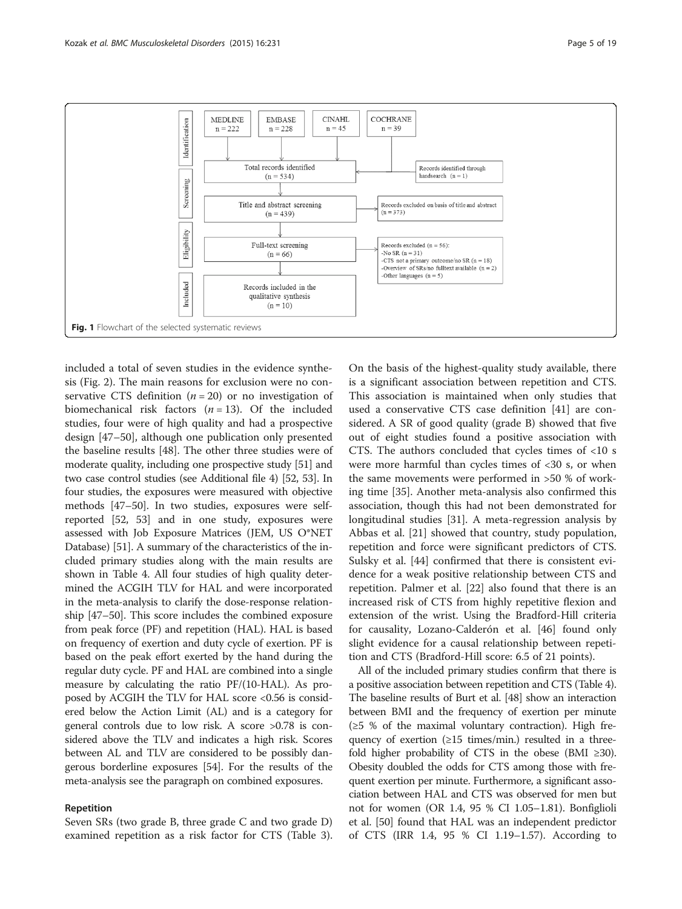Identification: MEDLINE n = 222; EMBASE n = 228; CINAHL n = 45; COCHRANE n = 39

Screening: Total records identified (n = 534); Records identified through handsearch (n = 1)

Title and abstract screening (n = 439); Records excluded on basis of title and abstract (n = 373)

Eligibility: Full-text screening (n = 66); Records excluded (n = 56):
- No SR (n = 31)
- CTS not a primary outcome/no SR (n = 18)
- Overview of SRs/no fulltext available (n = 2)
- Other languages (n = 5)

Included: Records included in the qualitative synthesis (n = 10)

**Fig. 1** Flowchart of the selected systematic reviews

included a total of seven studies in the evidence synthesis (Fig. 2). The main reasons for exclusion were no conservative CTS definition (*n* = 20) or no investigation of biomechanical risk factors (*n* = 13). Of the included studies, four were of high quality and had a prospective design [47–50], although one publication only presented the baseline results [48]. The other three studies were of moderate quality, including one prospective study [51] and two case control studies (see Additional file 4) [52, 53]. In four studies, the exposures were measured with objective methods [47–50]. In two studies, exposures were self-reported [52, 53] and in one study, exposures were assessed with Job Exposure Matrices (JEM, US O*NET Database) [51]. A summary of the characteristics of the included primary studies along with the main results are shown in Table 4. All four studies of high quality determined the ACGIH TLV for HAL score and were incorporated in the meta-analysis to clarify the dose-response relationship [47–50]. This score includes the combined exposure from peak force (PF) and repetition (HAL). HAL is based on frequency of exertion and duty cycle of exertion. PF is based on the peak effort exerted by the hand during the regular duty cycle. PF and HAL are combined into a single measure by calculating the ratio PF/(10-HAL). As proposed by ACGIH the TLV for HAL score <0.56 is considered below the Action Limit (AL) and is a category for general controls due to low risk. A score >0.78 is considered above the TLV and indicates a high risk. Scores between AL and TLV are considered to be possibly dangerous borderline exposures [54]. For the results of the meta-analysis see the paragraph on combined exposures.

### Repetition

Seven SRs (two grade B, three grade C and two grade D) examined repetition as a risk factor for CTS (Table 3). On the basis of the highest-quality study available, there is a significant association between repetition and CTS. This association is maintained when only studies that used a conservative CTS case definition [41] are considered. A SR of good quality (grade B) showed that five out of eight studies found a positive association with CTS. The authors concluded that cycles times of <10 s were more harmful than cycles times of <30 s, or when the same movements were performed in >50 % of working time [35]. Another meta-analysis also confirmed this association, though this had not been demonstrated for longitudinal studies [31]. A meta-regression analysis by Abbas et al. [21] showed that country, study population, repetition and force were significant predictors of CTS. Sulsky et al. [44] confirmed that there is consistent evidence for a weak positive relationship between CTS and repetition. Palmer et al. [22] also found that there is an increased risk of CTS from highly repetitive flexion and extension of the wrist. Using the Bradford-Hill criteria for causality, Lozano-Calderón et al. [46] found only slight evidence for a causal relationship between repetition and CTS (Bradford-Hill score: 6.5 of 21 points).

All of the included primary studies confirm that there is a positive association between repetition and CTS (Table 4). The baseline results of Burt et al. [48] show an interaction between BMI and the frequency of exertion per minute (≥5 % of the maximal voluntary contraction). High frequency of exertion (≥15 times/min.) resulted in a threefold higher probability of CTS in the obese (BMI ≥30). Obesity doubled the odds for CTS among those with frequent exertion per minute. Furthermore, a significant association between HAL and CTS was observed for men but not for women (OR 1.4, 95 % CI 1.05–1.81). Bonfiglioli et al. [50] found that HAL was an independent predictor of CTS (IRR 1.4, 95 % CI 1.19–1.57). According to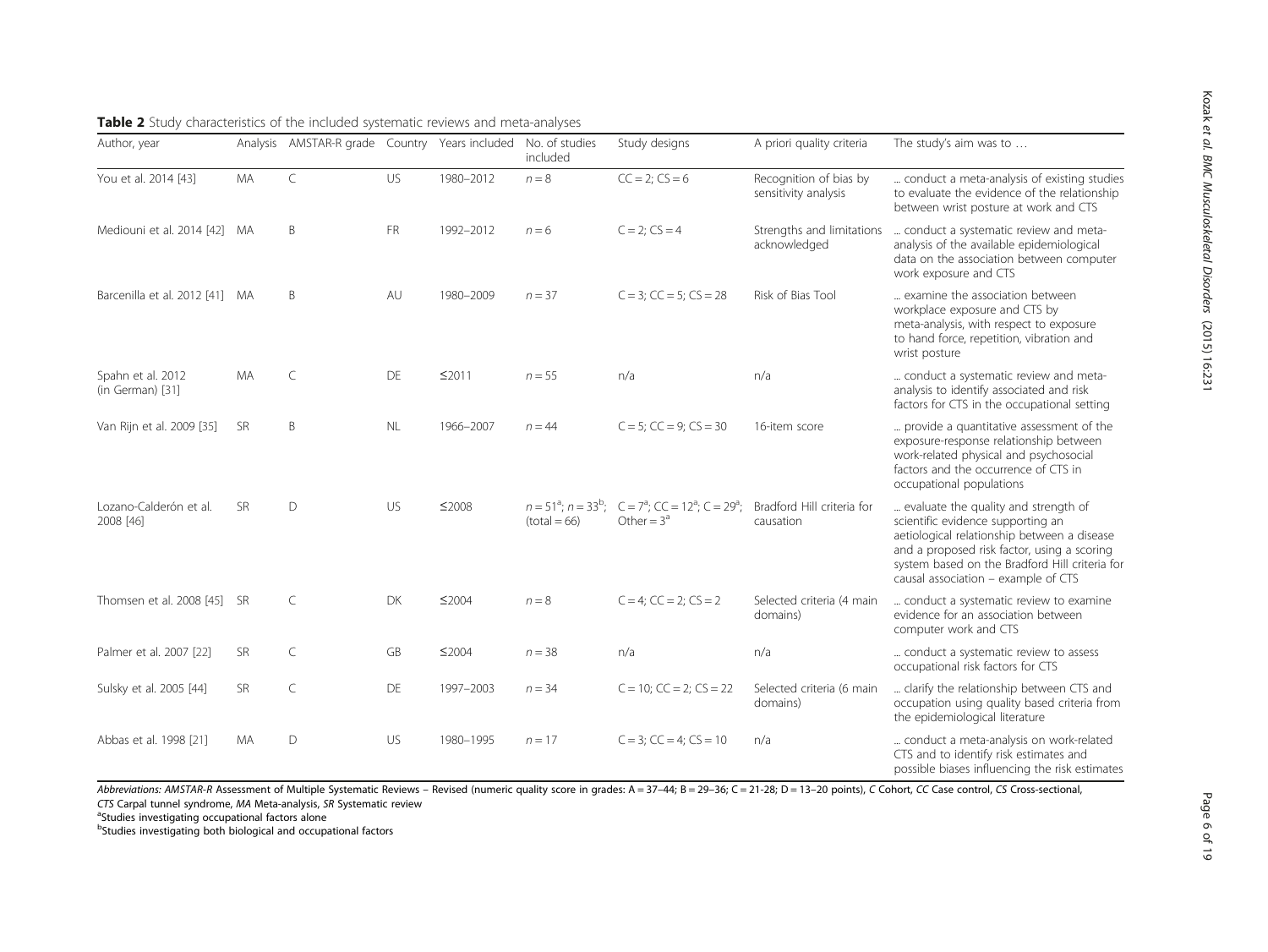**Table 2** Study characteristics of the included systematic reviews and meta-analyses

| Author, year | Analysis | AMSTAR-R grade | Country | Years included | No. of studies included | Study designs | A priori quality criteria | The study's aim was to … |
|---|---|---|---|---|---|---|---|---|
| You et al. 2014 [43] | MA | C | US | 1980–2012 | $n = 8$ | CC = 2; CS = 6 | Recognition of bias by sensitivity analysis | ... conduct a meta-analysis of existing studies to evaluate the evidence of the relationship between wrist posture at work and CTS |
| Mediouni et al. 2014 [42] | MA | B | FR | 1992–2012 | $n = 6$ | C = 2; CS = 4 | Strengths and limitations acknowledged | ... conduct a systematic review and meta-analysis of the available epidemiological data on the association between computer work exposure and CTS |
| Barcenilla et al. 2012 [41] | MA | B | AU | 1980–2009 | $n = 37$ | C = 3; CC = 5; CS = 28 | Risk of Bias Tool | ... examine the association between workplace exposure and CTS by meta-analysis, with respect to exposure to hand force, repetition, vibration and wrist posture |
| Spahn et al. 2012 (in German) [31] | MA | C | DE | ≤2011 | $n = 55$ | n/a | n/a | ... conduct a systematic review and meta-analysis to identify associated and risk factors for CTS in the occupational setting |
| Van Rijn et al. 2009 [35] | SR | B | NL | 1966–2007 | $n = 44$ | C = 5; CC = 9; CS = 30 | 16-item score | ... provide a quantitative assessment of the exposure-response relationship between work-related physical and psychosocial factors and the occurrence of CTS in occupational populations |
| Lozano-Calderón et al. 2008 [46] | SR | D | US | ≤2008 | $n = 51$[a]; $n = 33$[b]; (total = 66) | C = 7[a]; CC = 12[a]; C = 29[a]; Other = 3[a] | Bradford Hill criteria for causation | ... evaluate the quality and strength of scientific evidence supporting an aetiological relationship between a disease and a proposed risk factor, using a scoring system based on the Bradford Hill criteria for causal association – example of CTS |
| Thomsen et al. 2008 [45] | SR | C | DK | ≤2004 | $n = 8$ | C = 4; CC = 2; CS = 2 | Selected criteria (4 main domains) | ... conduct a systematic review to examine evidence for an association between computer work and CTS |
| Palmer et al. 2007 [22] | SR | C | GB | ≤2004 | $n = 38$ | n/a | n/a | ... conduct a systematic review to assess occupational risk factors for CTS |
| Sulsky et al. 2005 [44] | SR | C | DE | 1997–2003 | $n = 34$ | C = 10; CC = 2; CS = 22 | Selected criteria (6 main domains) | ... clarify the relationship between CTS and occupation using quality based criteria from the epidemiological literature |
| Abbas et al. 1998 [21] | MA | D | US | 1980–1995 | $n = 17$ | C = 3; CC = 4; CS = 10 | n/a | ... conduct a meta-analysis on work-related CTS and to identify risk estimates and possible biases influencing the risk estimates |

*Abbreviations: AMSTAR-R* Assessment of Multiple Systematic Reviews – Revised (numeric quality score in grades: A = 37–44; B = 29–36; C = 21-28; D = 13–20 points), *C* Cohort, *CC* Case control, *CS* Cross-sectional, *CTS* Carpal tunnel syndrome, *MA* Meta-analysis, *SR* Systematic review

[a]Studies investigating occupational factors alone

[b]Studies investigating both biological and occupational factors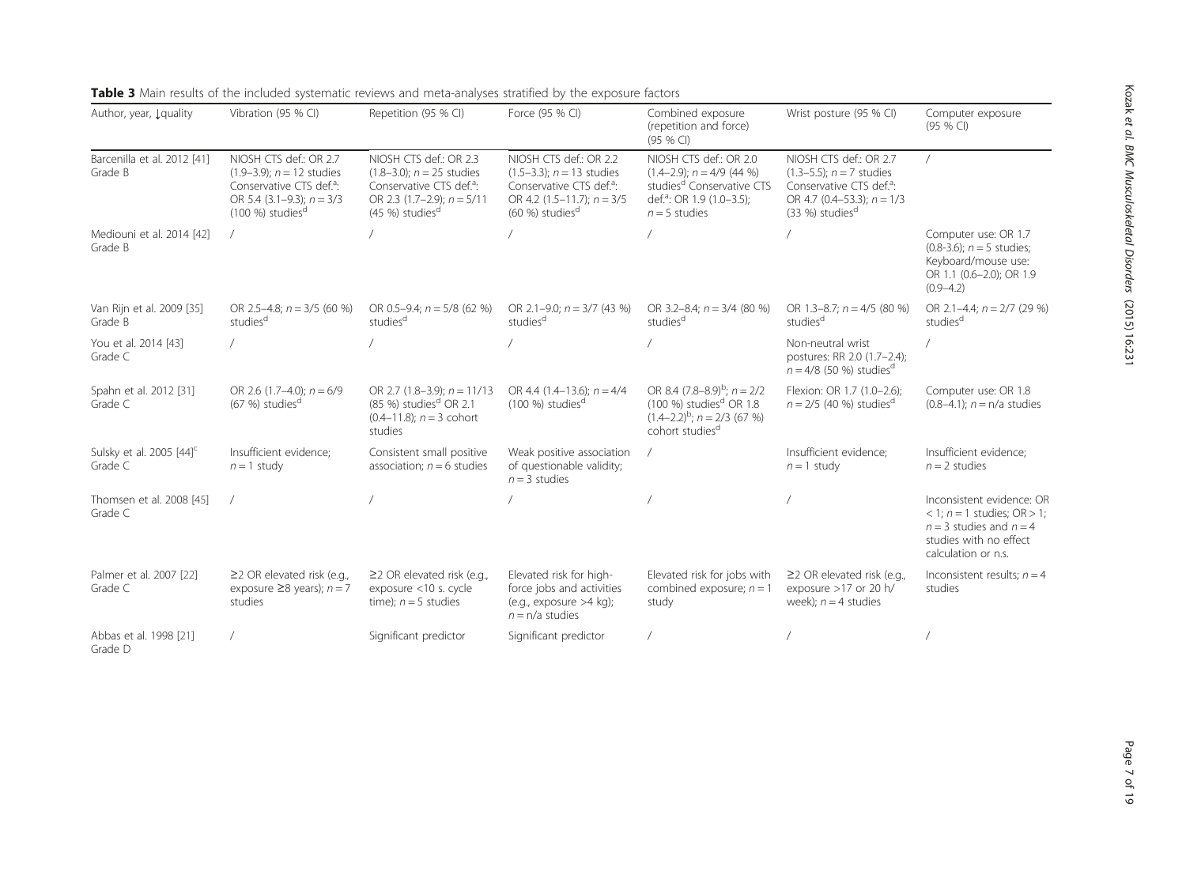**Table 3** Main results of the included systematic reviews and meta-analyses stratified by the exposure factors

| Author, year, ↓quality | Vibration (95 % CI) | Repetition (95 % CI) | Force (95 % CI) | Combined exposure (repetition and force) (95 % CI) | Wrist posture (95 % CI) | Computer exposure (95 % CI) |
|---|---|---|---|---|---|---|
| Barcenilla et al. 2012 [41] Grade B | NIOSH CTS def.: OR 2.7 (1.9–3.9); $n = 12$ studies Conservative CTS def.[a]: OR 5.4 (3.1–9.3); $n = 3/3$ (100 %) studies[d] | NIOSH CTS def.: OR 2.3 (1.8–3.0); $n = 25$ studies Conservative CTS def.[a]: OR 2.3 (1.7–2.9); $n = 5/11$ (45 %) studies[d] | NIOSH CTS def.: OR 2.2 (1.5–3.3); $n = 13$ studies Conservative CTS def.[a]: OR 4.2 (1.5–11.7); $n = 3/5$ (60 %) studies[d] | NIOSH CTS def.: OR 2.0 (1.4–2.9); $n = 4/9$ (44 %) studies[d] Conservative CTS def.[a]: OR 1.9 (1.0–3.5); $n = 5$ studies | NIOSH CTS def.: OR 2.7 (1.3–5.5); $n = 7$ studies Conservative CTS def.[a]: OR 4.7 (0.4–53.3); $n = 1/3$ (33 %) studies[d] | / |
| Mediouni et al. 2014 [42] Grade B | / | / | / | / | / | Computer use: OR 1.7 (0.8-3.6); $n = 5$ studies; Keyboard/mouse use: OR 1.1 (0.6–2.0); OR 1.9 (0.9–4.2) |
| Van Rijn et al. 2009 [35] Grade B | OR 2.5–4.8; $n = 3/5$ (60 %) studies[d] | OR 0.5–9.4; $n = 5/8$ (62 %) studies[d] | OR 2.1–9.0; $n = 3/7$ (43 %) studies[d] | OR 3.2–8.4; $n = 3/4$ (80 %) studies[d] | OR 1.3–8.7; $n = 4/5$ (80 %) studies[d] | OR 2.1–4.4; $n = 2/7$ (29 %) studies[d] |
| You et al. 2014 [43] Grade C | / | / | / | / | Non-neutral wrist postures: RR 2.0 (1.7–2.4); $n = 4/8$ (50 %) studies[d] | / |
| Spahn et al. 2012 [31] Grade C | OR 2.6 (1.7–4.0); $n = 6/9$ (67 %) studies[d] | OR 2.7 (1.8–3.9); $n = 11/13$ (85 %) studies[d] OR 2.1 (0.4–11.8); $n = 3$ cohort studies | OR 4.4 (1.4–13.6); $n = 4/4$ (100 %) studies[d] | OR 8.4 (7.8–8.9)[b]; $n = 2/2$ (100 %) studies[d] OR 1.8 (1.4–2.2)[b]; $n = 2/3$ (67 %) cohort studies[d] | Flexion: OR 1.7 (1.0–2.6); $n = 2/5$ (40 %) studies[d] | Computer use: OR 1.8 (0.8–4.1); $n$ = n/a studies |
| Sulsky et al. 2005 [44][c] Grade C | Insufficient evidence; $n = 1$ study | Consistent small positive association; $n = 6$ studies | Weak positive association of questionable validity; $n = 3$ studies | / | Insufficient evidence; $n = 1$ study | Insufficient evidence; $n = 2$ studies |
| Thomsen et al. 2008 [45] Grade C | / | / | / | / | / | Inconsistent evidence: OR < 1; $n = 1$ studies; OR > 1; $n = 3$ studies and $n = 4$ studies with no effect calculation or n.s. |
| Palmer et al. 2007 [22] Grade C | ≥2 OR elevated risk (e.g., exposure ≥8 years); $n = 7$ studies | ≥2 OR elevated risk (e.g., exposure <10 s. cycle time); $n = 5$ studies | Elevated risk for high-force jobs and activities (e.g., exposure >4 kg); $n$ = n/a studies | Elevated risk for jobs with combined exposure; $n = 1$ study | ≥2 OR elevated risk (e.g., exposure >17 or 20 h/week); $n = 4$ studies | Inconsistent results; $n = 4$ studies |
| Abbas et al. 1998 [21] Grade D | / | Significant predictor | Significant predictor | / | / | / |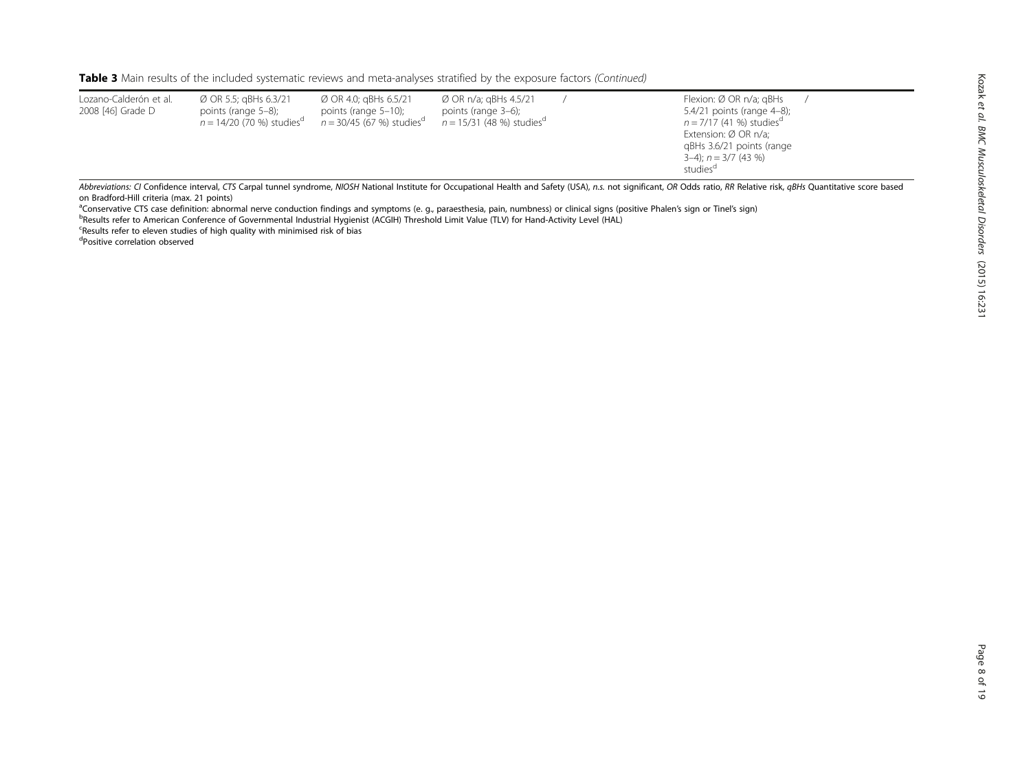**Table 3** Main results of the included systematic reviews and meta-analyses stratified by the exposure factors *(Continued)*

| | | | | | | |
|---|---|---|---|---|---|---|
| Lozano-Calderón et al. 2008 [46] Grade D | Ø OR 5.5; qBHs 6.3/21 points (range 5–8); $n = 14/20$ (70 %) studies[d] | Ø OR 4.0; qBHs 6.5/21 points (range 5–10); $n = 30/45$ (67 %) studies[d] | Ø OR n/a; qBHs 4.5/21 points (range 3–6); $n = 15/31$ (48 %) studies[d] | / | Flexion: Ø OR n/a; qBHs 5.4/21 points (range 4–8); $n = 7/17$ (41 %) studies[d] Extension: Ø OR n/a; qBHs 3.6/21 points (range 3–4); $n = 3/7$ (43 %) studies[d] | / |

*Abbreviations: CI* Confidence interval, *CTS* Carpal tunnel syndrome, *NIOSH* National Institute for Occupational Health and Safety (USA), *n.s.* not significant, *OR* Odds ratio, *RR* Relative risk, *qBHs* Quantitative score based on Bradford-Hill criteria (max. 21 points)

[a]Conservative CTS case definition: abnormal nerve conduction findings and symptoms (e. g., paraesthesia, pain, numbness) or clinical signs (positive Phalen's sign or Tinel's sign)

[b]Results refer to American Conference of Governmental Industrial Hygienist (ACGIH) Threshold Limit Value (TLV) for Hand-Activity Level (HAL)

[c]Results refer to eleven studies of high quality with minimised risk of bias

[d]Positive correlation observed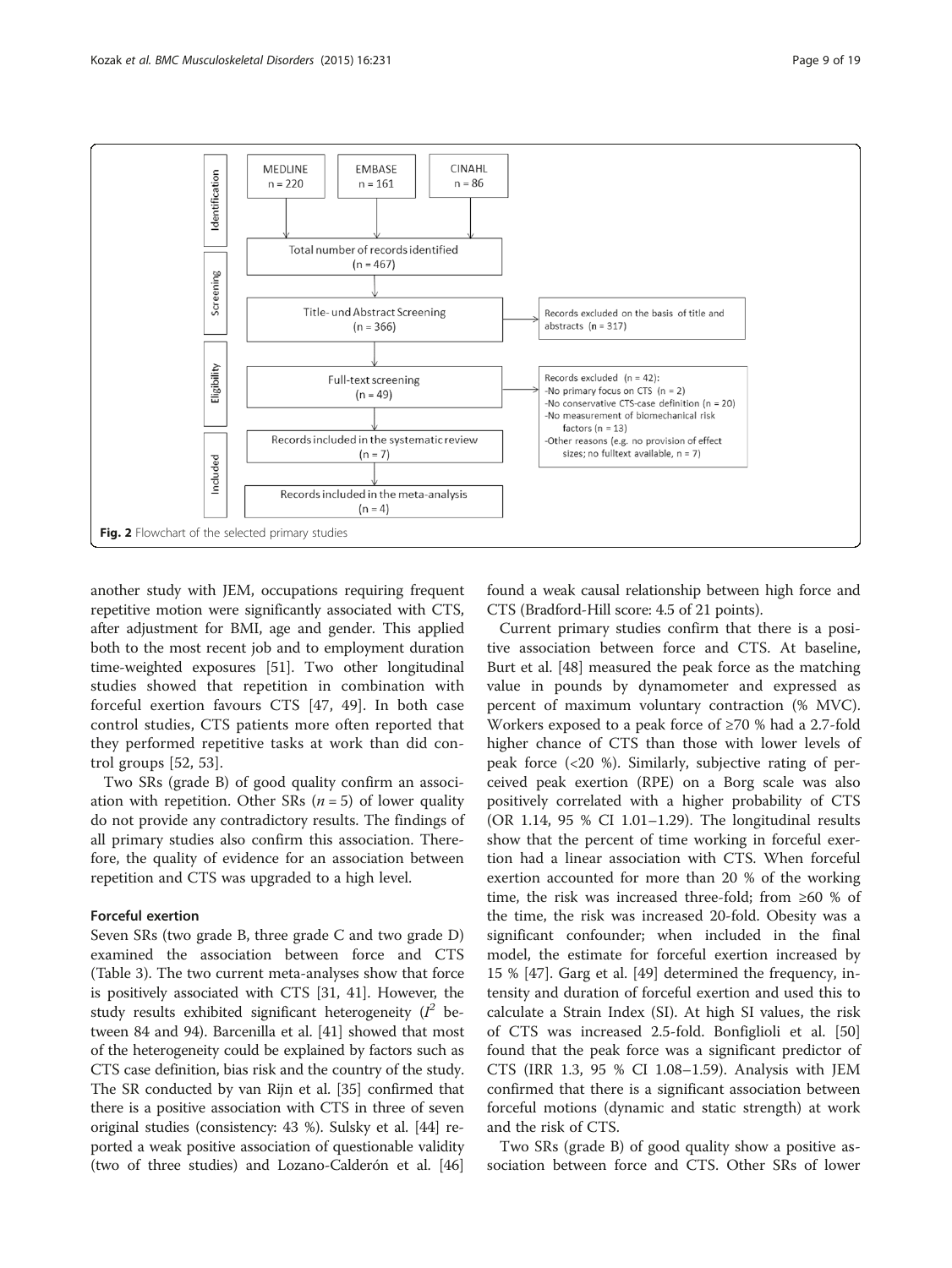| Identification | MEDLINE n = 220 | EMBASE n = 161 | CINAHL n = 86 |
|---|---|---|---|
| | Total number of records identified (n = 467) | | |
| Screening | Title- und Abstract Screening (n = 366) | → | Records excluded on the basis of title and abstracts (n = 317) |
| Eligibility | Full-text screening (n = 49) | → | Records excluded (n = 42): -No primary focus on CTS (n = 2) -No conservative CTS-case definition (n = 20) -No measurement of biomechanical risk factors (n = 13) -Other reasons (e.g. no provision of effect sizes; no fulltext available, n = 7) |
| Included | Records included in the systematic review (n = 7) | | |
| | Records included in the meta-analysis (n = 4) | | |

**Fig. 2** Flowchart of the selected primary studies

another study with JEM, occupations requiring frequent repetitive motion were significantly associated with CTS, after adjustment for BMI, age and gender. This applied both to the most recent job and to employment duration time-weighted exposures [51]. Two other longitudinal studies showed that repetition in combination with forceful exertion favours CTS [47, 49]. In both case control studies, CTS patients more often reported that they performed repetitive tasks at work than did control groups [52, 53].

Two SRs (grade B) of good quality confirm an association with repetition. Other SRs ($n = 5$) of lower quality do not provide any contradictory results. The findings of all primary studies also confirm this association. Therefore, the quality of evidence for an association between repetition and CTS was upgraded to a high level.

### Forceful exertion

Seven SRs (two grade B, three grade C and two grade D) examined the association between force and CTS (Table 3). The two current meta-analyses show that force is positively associated with CTS [31, 41]. However, the study results exhibited significant heterogeneity ($I^2$ between 84 and 94). Barcenilla et al. [41] showed that most of the heterogeneity could be explained by factors such as CTS case definition, bias risk and the country of the study. The SR conducted by van Rijn et al. [35] confirmed that there is a positive association with CTS in three of seven original studies (consistency: 43 %). Sulsky et al. [44] reported a weak positive association of questionable validity (two of three studies) and Lozano-Calderón et al. [46] found a weak causal relationship between high force and CTS (Bradford-Hill score: 4.5 of 21 points).

Current primary studies confirm that there is a positive association between force and CTS. At baseline, Burt et al. [48] measured the peak force as the matching value in pounds by dynamometer and expressed as percent of maximum voluntary contraction (% MVC). Workers exposed to a peak force of ≥70 % had a 2.7-fold higher chance of CTS than those with lower levels of peak force (<20 %). Similarly, subjective rating of perceived peak exertion (RPE) on a Borg scale was also positively correlated with a higher probability of CTS (OR 1.14, 95 % CI 1.01–1.29). The longitudinal results show that the percent of time working in forceful exertion had a linear association with CTS. When forceful exertion accounted for more than 20 % of the working time, the risk was increased three-fold; from ≥60 % of the time, the risk was increased 20-fold. Obesity was a significant confounder; when included in the final model, the estimate for forceful exertion increased by 15 % [47]. Garg et al. [49] determined the frequency, intensity and duration of forceful exertion and used this to calculate a Strain Index (SI). At high SI values, the risk of CTS was increased 2.5-fold. Bonfiglioli et al. [50] found that the peak force was a significant predictor of CTS (IRR 1.3, 95 % CI 1.08–1.59). Analysis with JEM confirmed that there is a significant association between forceful motions (dynamic and static strength) at work and the risk of CTS.

Two SRs (grade B) of good quality show a positive association between force and CTS. Other SRs of lower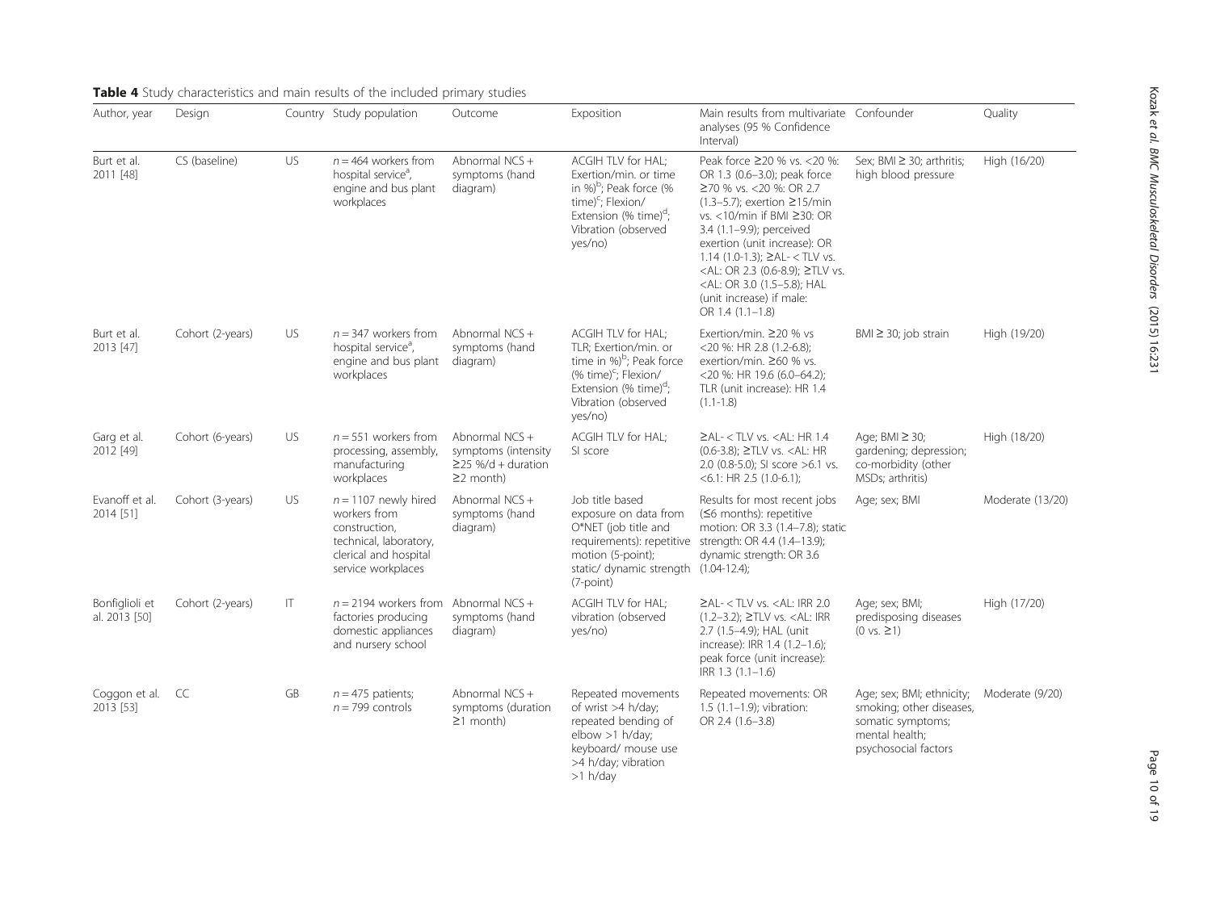**Table 4** Study characteristics and main results of the included primary studies

| Author, year | Design | Country | Study population | Outcome | Exposition | Main results from multivariate analyses (95 % Confidence Interval) | Confounder | Quality |
|---|---|---|---|---|---|---|---|---|
| Burt et al. 2011 [48] | CS (baseline) | US | $n = 464$ workers from hospital service[a], engine and bus plant workplaces | Abnormal NCS + symptoms (hand diagram) | ACGIH TLV for HAL; Exertion/min. or time in %)[b]; Peak force (% time)[c]; Flexion/ Extension (% time)[d]; Vibration (observed yes/no) | Peak force ≥20 % vs. <20 %: OR 1.3 (0.6–3.0); peak force ≥70 % vs. <20 %: OR 2.7 (1.3–5.7); exertion ≥15/min vs. <10/min if BMI ≥30: OR 3.4 (1.1–9.9); perceived exertion (unit increase): OR 1.14 (1.0-1.3); ≥AL- < TLV vs. <AL: OR 2.3 (0.6-8.9); ≥TLV vs. <AL: OR 3.0 (1.5–5.8); HAL (unit increase) if male: OR 1.4 (1.1–1.8) | Sex; BMI ≥ 30; arthritis; high blood pressure | High (16/20) |
| Burt et al. 2013 [47] | Cohort (2-years) | US | $n = 347$ workers from hospital service[a], engine and bus plant workplaces | Abnormal NCS + symptoms (hand diagram) | ACGIH TLV for HAL; TLR; Exertion/min. or time in %)[b]; Peak force (% time)[c]; Flexion/ Extension (% time)[d]; Vibration (observed yes/no) | Exertion/min. ≥20 % vs <20 %: HR 2.8 (1.2-6.8); exertion/min. ≥60 % vs. <20 %: HR 19.6 (6.0–64.2); TLR (unit increase): HR 1.4 (1.1-1.8) | BMI ≥ 30; job strain | High (19/20) |
| Garg et al. 2012 [49] | Cohort (6-years) | US | $n = 551$ workers from processing, assembly, manufacturing workplaces | Abnormal NCS + symptoms (intensity ≥25 %/d + duration ≥2 month) | ACGIH TLV for HAL; SI score | ≥AL- < TLV vs. <AL: HR 1.4 (0.6-3.8); ≥TLV vs. <AL: HR 2.0 (0.8-5.0); SI score >6.1 vs. <6.1: HR 2.5 (1.0-6.1); | Age; BMI ≥ 30; gardening; depression; co-morbidity (other MSDs; arthritis) | High (18/20) |
| Evanoff et al. 2014 [51] | Cohort (3-years) | US | $n = 1107$ newly hired workers from construction, technical, laboratory, clerical and hospital service workplaces | Abnormal NCS + symptoms (hand diagram) | Job title based exposure on data from O*NET (job title and requirements): repetitive motion (5-point); static/ dynamic strength (7-point) | Results for most recent jobs (≤6 months): repetitive motion: OR 3.3 (1.4–7.8); static strength: OR 4.4 (1.4–13.9); dynamic strength: OR 3.6 (1.04-12.4); | Age; sex; BMI | Moderate (13/20) |
| Bonfiglioli et al. 2013 [50] | Cohort (2-years) | IT | $n = 2194$ workers from factories producing domestic appliances and nursery school | Abnormal NCS + symptoms (hand diagram) | ACGIH TLV for HAL; vibration (observed yes/no) | ≥AL- < TLV vs. <AL: IRR 2.0 (1.2–3.2); ≥TLV vs. <AL: IRR 2.7 (1.5–4.9); HAL (unit increase): IRR 1.4 (1.2–1.6); peak force (unit increase): IRR 1.3 (1.1–1.6) | Age; sex; BMI; predisposing diseases (0 vs. ≥1) | High (17/20) |
| Coggon et al. 2013 [53] | CC | GB | $n = 475$ patients; $n = 799$ controls | Abnormal NCS + symptoms (duration ≥1 month) | Repeated movements of wrist >4 h/day; repeated bending of elbow >1 h/day; keyboard/ mouse use >4 h/day; vibration >1 h/day | Repeated movements: OR 1.5 (1.1–1.9); vibration: OR 2.4 (1.6–3.8) | Age; sex; BMI; ethnicity; smoking; other diseases, somatic symptoms; mental health; psychosocial factors | Moderate (9/20) |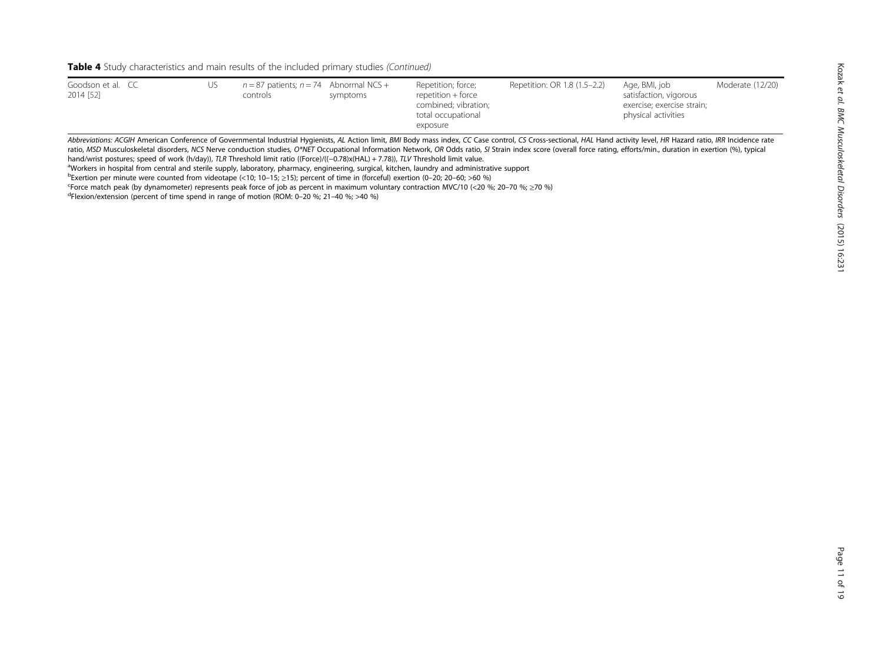**Table 4** Study characteristics and main results of the included primary studies *(Continued)*

| | | | | | | | | |
|---|---|---|---|---|---|---|---|---|
| Goodson et al. 2014 [52] | CC | US | $n = 87$ patients; $n = 74$ controls | Abnormal NCS + symptoms | Repetition; force; repetition + force combined; vibration; total occupational exposure | Repetition: OR 1.8 (1.5–2.2) | Age, BMI, job satisfaction, vigorous exercise; exercise strain; physical activities | Moderate (12/20) |

*Abbreviations: ACGIH* American Conference of Governmental Industrial Hygienists, *AL* Action limit, *BMI* Body mass index, *CC* Case control, *CS* Cross-sectional, *HAL* Hand activity level, *HR* Hazard ratio, *IRR* Incidence rate ratio, *MSD* Musculoskeletal disorders, *NCS* Nerve conduction studies, *O*NET* Occupational Information Network, *OR* Odds ratio, *SI* Strain index score (overall force rating, efforts/min., duration in exertion (%), typical hand/wrist postures; speed of work (h/day)), *TLR* Threshold limit ratio ((Force)/((−0.78)x(HAL) + 7.78)), *TLV* Threshold limit value.

[a]Workers in hospital from central and sterile supply, laboratory, pharmacy, engineering, surgical, kitchen, laundry and administrative support

[b]Exertion per minute were counted from videotape (<10; 10–15; ≥15); percent of time in (forceful) exertion (0–20; 20–60; >60 %)

[c]Force match peak (by dynamometer) represents peak force of job as percent in maximum voluntary contraction MVC/10 (<20 %; 20–70 %; ≥70 %)

[d]Flexion/extension (percent of time spend in range of motion (ROM: 0–20 %; 21–40 %; >40 %)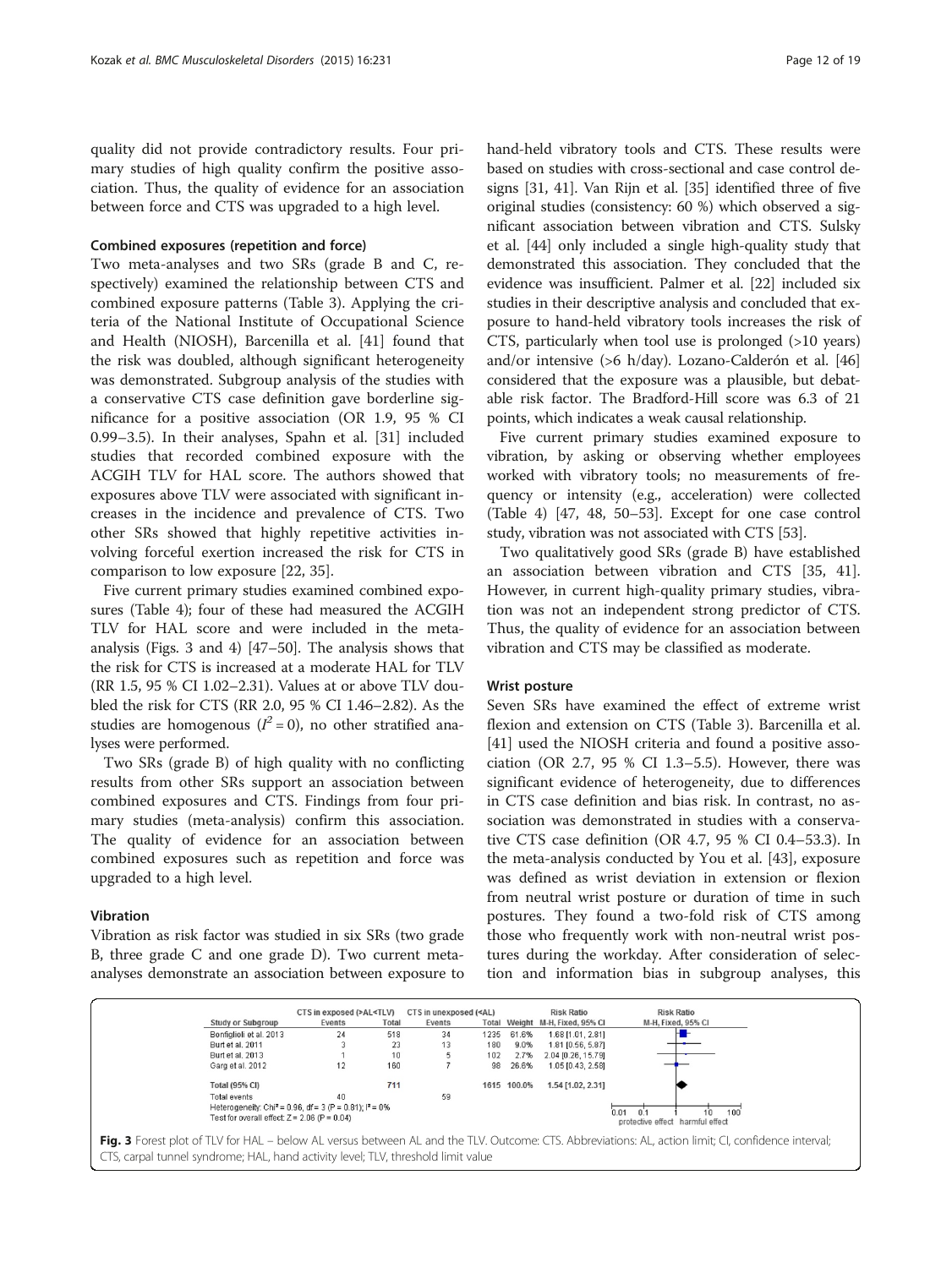quality did not provide contradictory results. Four primary studies of high quality confirm the positive association. Thus, the quality of evidence for an association between force and CTS was upgraded to a high level.

#### Combined exposures (repetition and force)

Two meta-analyses and two SRs (grade B and C, respectively) examined the relationship between CTS and combined exposure patterns (Table 3). Applying the criteria of the National Institute of Occupational Science and Health (NIOSH), Barcenilla et al. [41] found that the risk was doubled, although significant heterogeneity was demonstrated. Subgroup analysis of the studies with a conservative CTS case definition gave borderline significance for a positive association (OR 1.9, 95 % CI 0.99–3.5). In their analyses, Spahn et al. [31] included studies that recorded combined exposure with the ACGIH TLV for HAL score. The authors showed that exposures above TLV were associated with significant increases in the incidence and prevalence of CTS. Two other SRs showed that highly repetitive activities involving forceful exertion increased the risk for CTS in comparison to low exposure [22, 35].

Five current primary studies examined combined exposures (Table 4); four of these had measured the ACGIH TLV for HAL score and were included in the meta-analysis (Figs. 3 and 4) [47–50]. The analysis shows that the risk for CTS is increased at a moderate HAL for TLV (RR 1.5, 95 % CI 1.02–2.31). Values at or above TLV doubled the risk for CTS (RR 2.0, 95 % CI 1.46–2.82). As the studies are homogenous ($I^2 = 0$), no other stratified analyses were performed.

Two SRs (grade B) of high quality with no conflicting results from other SRs support an association between combined exposures and CTS. Findings from four primary studies (meta-analysis) confirm this association. The quality of evidence for an association between combined exposures such as repetition and force was upgraded to a high level.

#### Vibration

Vibration as risk factor was studied in six SRs (two grade B, three grade C and one grade D). Two current meta-analyses demonstrate an association between exposure to hand-held vibratory tools and CTS. These results were based on studies with cross-sectional and case control designs [31, 41]. Van Rijn et al. [35] identified three of five original studies (consistency: 60 %) which observed a significant association between vibration and CTS. Sulsky et al. [44] only included a single high-quality study that demonstrated this association. They concluded that the evidence was insufficient. Palmer et al. [22] included six studies in their descriptive analysis and concluded that exposure to hand-held vibratory tools increases the risk of CTS, particularly when tool use is prolonged (>10 years) and/or intensive (>6 h/day). Lozano-Calderón et al. [46] considered that the exposure was a plausible, but debatable risk factor. The Bradford-Hill score was 6.3 of 21 points, which indicates a weak causal relationship.

Five current primary studies examined exposure to vibration, by asking or observing whether employees worked with vibratory tools; no measurements of frequency or intensity (e.g., acceleration) were collected (Table 4) [47, 48, 50–53]. Except for one case control study, vibration was not associated with CTS [53].

Two qualitatively good SRs (grade B) have established an association between vibration and CTS [35, 41]. However, in current high-quality primary studies, vibration was not an independent strong predictor of CTS. Thus, the quality of evidence for an association between vibration and CTS may be classified as moderate.

#### Wrist posture

Seven SRs have examined the effect of extreme wrist flexion and extension on CTS (Table 3). Barcenilla et al. [41] used the NIOSH criteria and found a positive association (OR 2.7, 95 % CI 1.3–5.5). However, there was significant evidence of heterogeneity, due to differences in CTS case definition and bias risk. In contrast, no association was demonstrated in studies with a conservative CTS case definition (OR 4.7, 95 % CI 0.4–53.3). In the meta-analysis conducted by You et al. [43], exposure was defined as wrist deviation in extension or flexion from neutral wrist posture or duration of time in such postures. They found a two-fold risk of CTS among those who frequently work with non-neutral wrist postures during the workday. After consideration of selection and information bias in subgroup analyses, this

| Study or Subgroup | CTS in exposed (>AL<TLV) Events | Total | CTS in unexposed (<AL) Events | Total | Weight | Risk Ratio M-H, Fixed, 95% CI |
|---|---|---|---|---|---|---|
| Bonfiglioli et al. 2013 | 24 | 518 | 34 | 1235 | 61.6% | 1.68 [1.01, 2.81] |
| Burt et al. 2011 | 3 | 23 | 13 | 180 | 9.0% | 1.81 [0.56, 5.87] |
| Burt et al. 2013 | 1 | 10 | 5 | 102 | 2.7% | 2.04 [0.26, 15.79] |
| Garg et al. 2012 | 12 | 160 | 7 | 98 | 26.6% | 1.05 [0.43, 2.58] |
| **Total (95% CI)** | | 711 | | 1615 | 100.0% | 1.54 [1.02, 2.31] |
| Total events | 40 | | 59 | | | |

Heterogeneity: Chi² = 0.96, df = 3 (P = 0.81); I² = 0%
Test for overall effect: Z = 2.06 (P = 0.04)

**Fig. 3** Forest plot of TLV for HAL – below AL versus between AL and the TLV. Outcome: CTS. Abbreviations: AL, action limit; CI, confidence interval; CTS, carpal tunnel syndrome; HAL, hand activity level; TLV, threshold limit value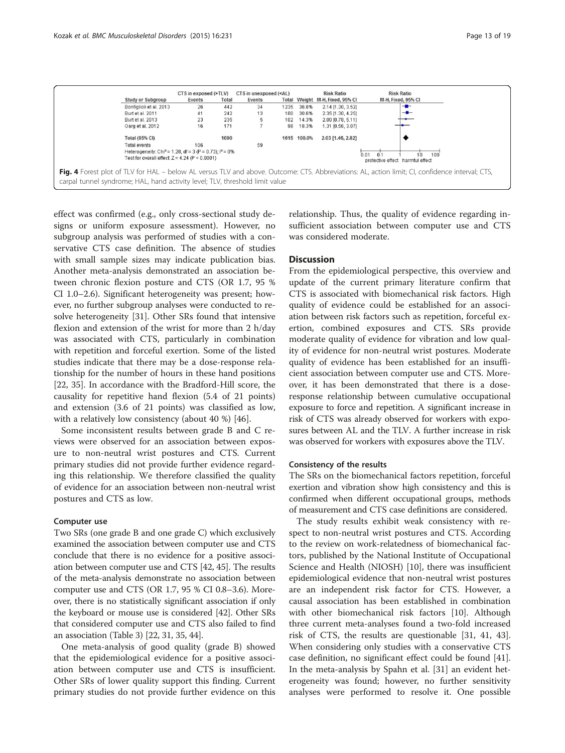| Study or Subgroup | CTS in exposed (>TLV) Events | Total | CTS in unexposed (<AL) Events | Total | Weight | Risk Ratio M-H, Fixed, 95% CI |
|---|---|---|---|---|---|---|
| Bonfiglioli et al. 2013 | 26 | 442 | 34 | 1235 | 36.8% | 2.14 [1.30, 3.52] |
| Burt et al. 2011 | 41 | 242 | 13 | 180 | 30.6% | 2.35 [1.30, 4.25] |
| Burt et al. 2013 | 23 | 235 | 5 | 102 | 14.3% | 2.00 [0.78, 5.11] |
| Garg et al. 2012 | 16 | 171 | 7 | 98 | 18.3% | 1.31 [0.56, 3.07] |
| **Total (95% CI)** | | 1090 | | 1615 | 100.0% | 2.03 [1.46, 2.82] |
| Total events | 106 | | 59 | | | |

Heterogeneity: $Chi^2 = 1.28$, df = 3 ($P = 0.73$); $I^2 = 0\%$
Test for overall effect: $Z = 4.24$ ($P < 0.0001$)

**Fig. 4** Forest plot of TLV for HAL – below AL versus TLV and above. Outcome: CTS. Abbreviations: AL, action limit; CI, confidence interval; CTS, carpal tunnel syndrome; HAL, hand activity level; TLV, threshold limit value

effect was confirmed (e.g., only cross-sectional study designs or uniform exposure assessment). However, no subgroup analysis was performed of studies with a conservative CTS case definition. The absence of studies with small sample sizes may indicate publication bias. Another meta-analysis demonstrated an association between chronic flexion posture and CTS (OR 1.7, 95 % CI 1.0–2.6). Significant heterogeneity was present; however, no further subgroup analyses were conducted to resolve heterogeneity [31]. Other SRs found that intensive flexion and extension of the wrist for more than 2 h/day was associated with CTS, particularly in combination with repetition and forceful exertion. Some of the listed studies indicate that there may be a dose-response relationship for the number of hours in these hand positions [22, 35]. In accordance with the Bradford-Hill score, the causality for repetitive hand flexion (5.4 of 21 points) and extension (3.6 of 21 points) was classified as low, with a relatively low consistency (about 40 %) [46].

Some inconsistent results between grade B and C reviews were observed for an association between exposure to non-neutral wrist postures and CTS. Current primary studies did not provide further evidence regarding this relationship. We therefore classified the quality of evidence for an association between non-neutral wrist postures and CTS as low.

#### Computer use

Two SRs (one grade B and one grade C) which exclusively examined the association between computer use and CTS conclude that there is no evidence for a positive association between computer use and CTS [42, 45]. The results of the meta-analysis demonstrate no association between computer use and CTS (OR 1.7, 95 % CI 0.8–3.6). Moreover, there is no statistically significant association if only the keyboard or mouse use is considered [42]. Other SRs that considered computer use and CTS also failed to find an association (Table 3) [22, 31, 35, 44].

One meta-analysis of good quality (grade B) showed that the epidemiological evidence for a positive association between computer use and CTS is insufficient. Other SRs of lower quality support this finding. Current primary studies do not provide further evidence on this relationship. Thus, the quality of evidence regarding insufficient association between computer use and CTS was considered moderate.

## Discussion

From the epidemiological perspective, this overview and update of the current primary literature confirm that CTS is associated with biomechanical risk factors. High quality of evidence could be established for an association between risk factors such as repetition, forceful exertion, combined exposures and CTS. SRs provide moderate quality of evidence for vibration and low quality of evidence for non-neutral wrist postures. Moderate quality of evidence has been established for an insufficient association between computer use and CTS. Moreover, it has been demonstrated that there is a dose-response relationship between cumulative occupational exposure to force and repetition. A significant increase in risk of CTS was already observed for workers with exposures between AL and the TLV. A further increase in risk was observed for workers with exposures above the TLV.

#### Consistency of the results

The SRs on the biomechanical factors repetition, forceful exertion and vibration show high consistency and this is confirmed when different occupational groups, methods of measurement and CTS case definitions are considered.

The study results exhibit weak consistency with respect to non-neutral wrist postures and CTS. According to the review on work-relatedness of biomechanical factors, published by the National Institute of Occupational Science and Health (NIOSH) [10], there was insufficient epidemiological evidence that non-neutral wrist postures are an independent risk factor for CTS. However, a causal association has been established in combination with other biomechanical risk factors [10]. Although three current meta-analyses found a two-fold increased risk of CTS, the results are questionable [31, 41, 43]. When considering only studies with a conservative CTS case definition, no significant effect could be found [41]. In the meta-analysis by Spahn et al. [31] an evident heterogeneity was found; however, no further sensitivity analyses were performed to resolve it. One possible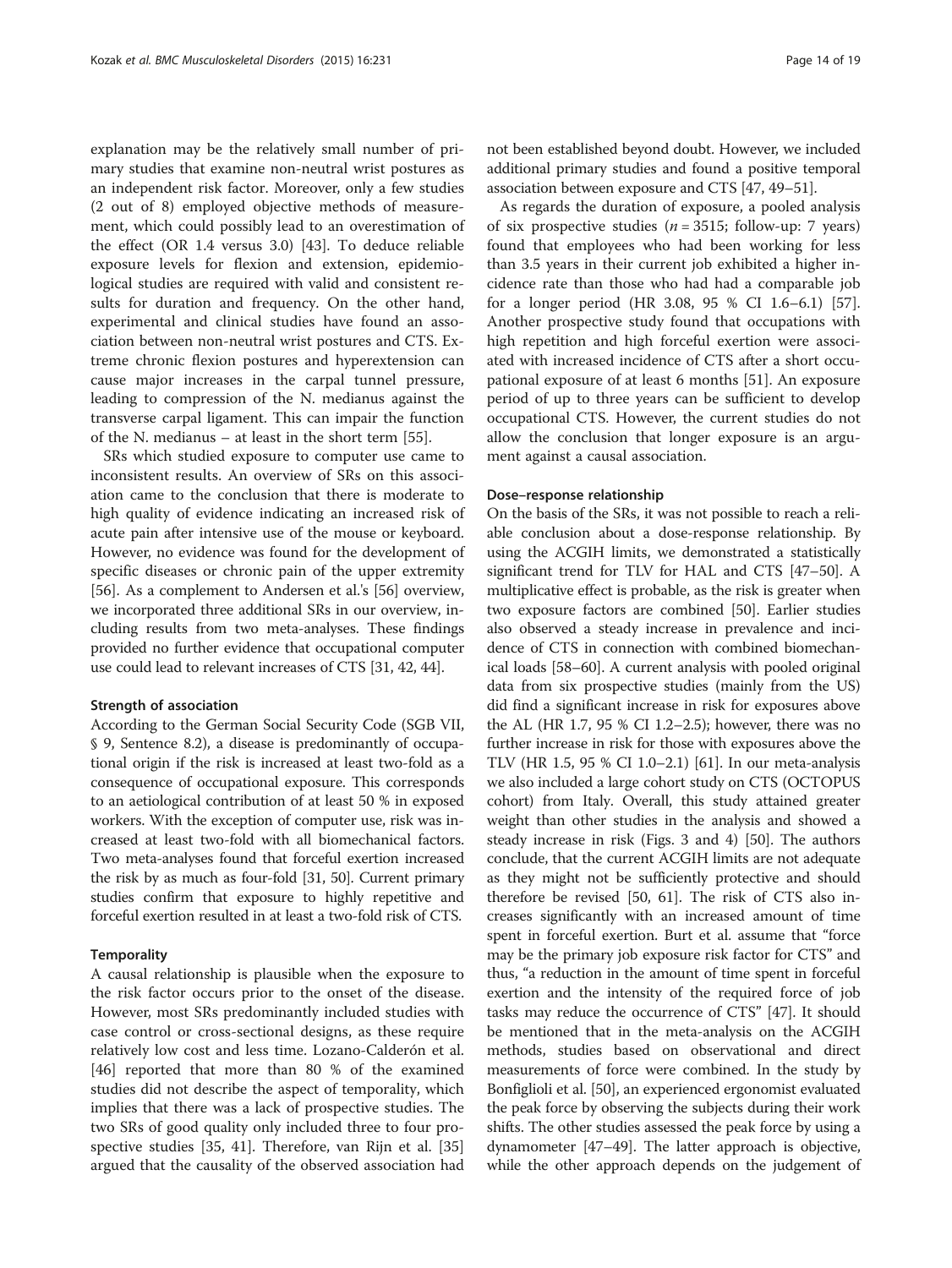explanation may be the relatively small number of primary studies that examine non-neutral wrist postures as an independent risk factor. Moreover, only a few studies (2 out of 8) employed objective methods of measurement, which could possibly lead to an overestimation of the effect (OR 1.4 versus 3.0) [43]. To deduce reliable exposure levels for flexion and extension, epidemiological studies are required with valid and consistent results for duration and frequency. On the other hand, experimental and clinical studies have found an association between non-neutral wrist postures and CTS. Extreme chronic flexion postures and hyperextension can cause major increases in the carpal tunnel pressure, leading to compression of the N. medianus against the transverse carpal ligament. This can impair the function of the N. medianus – at least in the short term [55].

SRs which studied exposure to computer use came to inconsistent results. An overview of SRs on this association came to the conclusion that there is moderate to high quality of evidence indicating an increased risk of acute pain after intensive use of the mouse or keyboard. However, no evidence was found for the development of specific diseases or chronic pain of the upper extremity [56]. As a complement to Andersen et al.'s [56] overview, we incorporated three additional SRs in our overview, including results from two meta-analyses. These findings provided no further evidence that occupational computer use could lead to relevant increases of CTS [31, 42, 44].

#### Strength of association

According to the German Social Security Code (SGB VII, § 9, Sentence 8.2), a disease is predominantly of occupational origin if the risk is increased at least two-fold as a consequence of occupational exposure. This corresponds to an aetiological contribution of at least 50 % in exposed workers. With the exception of computer use, risk was increased at least two-fold with all biomechanical factors. Two meta-analyses found that forceful exertion increased the risk by as much as four-fold [31, 50]. Current primary studies confirm that exposure to highly repetitive and forceful exertion resulted in at least a two-fold risk of CTS.

#### Temporality

A causal relationship is plausible when the exposure to the risk factor occurs prior to the onset of the disease. However, most SRs predominantly included studies with case control or cross-sectional designs, as these require relatively low cost and less time. Lozano-Calderón et al. [46] reported that more than 80 % of the examined studies did not describe the aspect of temporality, which implies that there was a lack of prospective studies. The two SRs of good quality only included three to four prospective studies [35, 41]. Therefore, van Rijn et al. [35] argued that the causality of the observed association had not been established beyond doubt. However, we included additional primary studies and found a positive temporal association between exposure and CTS [47, 49–51].

As regards the duration of exposure, a pooled analysis of six prospective studies ($n = 3515$; follow-up: 7 years) found that employees who had been working for less than 3.5 years in their current job exhibited a higher incidence rate than those who had had a comparable job for a longer period (HR 3.08, 95 % CI 1.6–6.1) [57]. Another prospective study found that occupations with high repetition and high forceful exertion were associated with increased incidence of CTS after a short occupational exposure of at least 6 months [51]. An exposure period of up to three years can be sufficient to develop occupational CTS. However, the current studies do not allow the conclusion that longer exposure is an argument against a causal association.

#### Dose–response relationship

On the basis of the SRs, it was not possible to reach a reliable conclusion about a dose-response relationship. By using the ACGIH limits, we demonstrated a statistically significant trend for TLV for HAL and CTS [47–50]. A multiplicative effect is probable, as the risk is greater when two exposure factors are combined [50]. Earlier studies also observed a steady increase in prevalence and incidence of CTS in connection with combined biomechanical loads [58–60]. A current analysis with pooled original data from six prospective studies (mainly from the US) did find a significant increase in risk for exposures above the AL (HR 1.7, 95 % CI 1.2–2.5); however, there was no further increase in risk for those with exposures above the TLV (HR 1.5, 95 % CI 1.0–2.1) [61]. In our meta-analysis we also included a large cohort study on CTS (OCTOPUS cohort) from Italy. Overall, this study attained greater weight than other studies in the analysis and showed a steady increase in risk (Figs. 3 and 4) [50]. The authors conclude, that the current ACGIH limits are not adequate as they might not be sufficiently protective and should therefore be revised [50, 61]. The risk of CTS also increases significantly with an increased amount of time spent in forceful exertion. Burt et al. assume that "force may be the primary job exposure risk factor for CTS" and thus, "a reduction in the amount of time spent in forceful exertion and the intensity of the required force of job tasks may reduce the occurrence of CTS" [47]. It should be mentioned that in the meta-analysis on the ACGIH methods, studies based on observational and direct measurements of force were combined. In the study by Bonfiglioli et al. [50], an experienced ergonomist evaluated the peak force by observing the subjects during their work shifts. The other studies assessed the peak force by using a dynamometer [47–49]. The latter approach is objective, while the other approach depends on the judgement of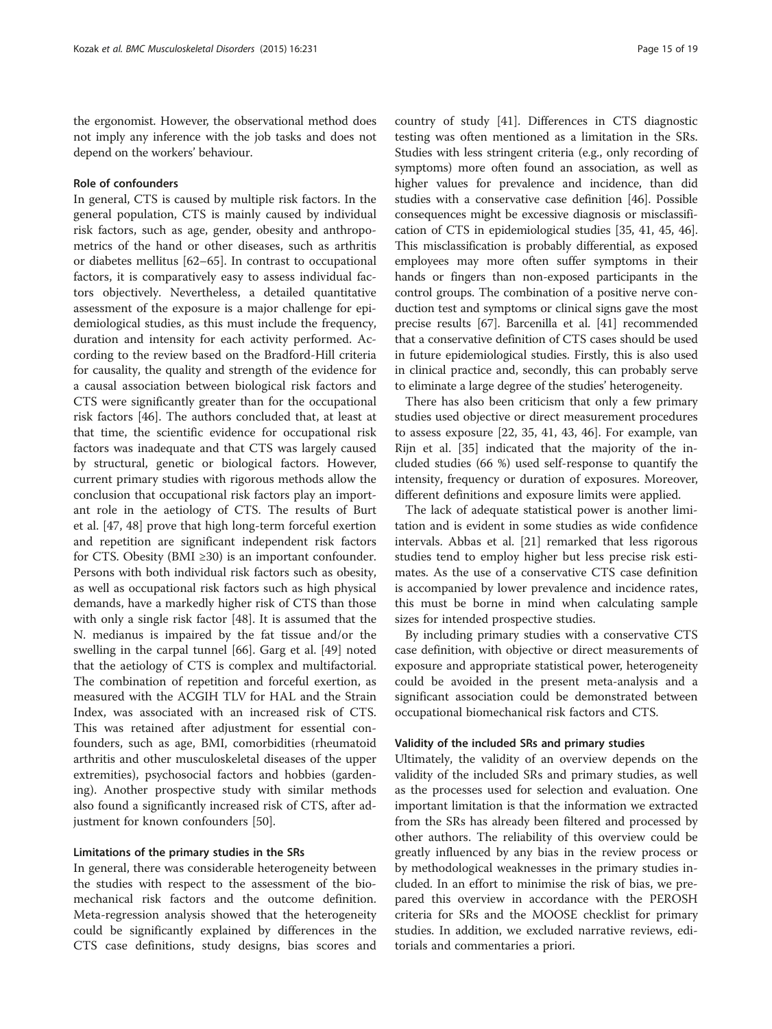the ergonomist. However, the observational method does not imply any inference with the job tasks and does not depend on the workers' behaviour.

### Role of confounders

In general, CTS is caused by multiple risk factors. In the general population, CTS is mainly caused by individual risk factors, such as age, gender, obesity and anthropometrics of the hand or other diseases, such as arthritis or diabetes mellitus [62–65]. In contrast to occupational factors, it is comparatively easy to assess individual factors objectively. Nevertheless, a detailed quantitative assessment of the exposure is a major challenge for epidemiological studies, as this must include the frequency, duration and intensity for each activity performed. According to the review based on the Bradford-Hill criteria for causality, the quality and strength of the evidence for a causal association between biological risk factors and CTS were significantly greater than for the occupational risk factors [46]. The authors concluded that, at least at that time, the scientific evidence for occupational risk factors was inadequate and that CTS was largely caused by structural, genetic or biological factors. However, current primary studies with rigorous methods allow the conclusion that occupational risk factors play an important role in the aetiology of CTS. The results of Burt et al. [47, 48] prove that high long-term forceful exertion and repetition are significant independent risk factors for CTS. Obesity (BMI ≥30) is an important confounder. Persons with both individual risk factors such as obesity, as well as occupational risk factors such as high physical demands, have a markedly higher risk of CTS than those with only a single risk factor [48]. It is assumed that the N. medianus is impaired by the fat tissue and/or the swelling in the carpal tunnel [66]. Garg et al. [49] noted that the aetiology of CTS is complex and multifactorial. The combination of repetition and forceful exertion, as measured with the ACGIH TLV for HAL and the Strain Index, was associated with an increased risk of CTS. This was retained after adjustment for essential confounders, such as age, BMI, comorbidities (rheumatoid arthritis and other musculoskeletal diseases of the upper extremities), psychosocial factors and hobbies (gardening). Another prospective study with similar methods also found a significantly increased risk of CTS, after adjustment for known confounders [50].

### Limitations of the primary studies in the SRs

In general, there was considerable heterogeneity between the studies with respect to the assessment of the biomechanical risk factors and the outcome definition. Meta-regression analysis showed that the heterogeneity could be significantly explained by differences in the CTS case definitions, study designs, bias scores and country of study [41]. Differences in CTS diagnostic testing was often mentioned as a limitation in the SRs. Studies with less stringent criteria (e.g., only recording of symptoms) more often found an association, as well as higher values for prevalence and incidence, than did studies with a conservative case definition [46]. Possible consequences might be excessive diagnosis or misclassification of CTS in epidemiological studies [35, 41, 45, 46]. This misclassification is probably differential, as exposed employees may more often suffer symptoms in their hands or fingers than non-exposed participants in the control groups. The combination of a positive nerve conduction test and symptoms or clinical signs gave the most precise results [67]. Barcenilla et al. [41] recommended that a conservative definition of CTS cases should be used in future epidemiological studies. Firstly, this is also used in clinical practice and, secondly, this can probably serve to eliminate a large degree of the studies' heterogeneity.

There has also been criticism that only a few primary studies used objective or direct measurement procedures to assess exposure [22, 35, 41, 43, 46]. For example, van Rijn et al. [35] indicated that the majority of the included studies (66 %) used self-response to quantify the intensity, frequency or duration of exposures. Moreover, different definitions and exposure limits were applied.

The lack of adequate statistical power is another limitation and is evident in some studies as wide confidence intervals. Abbas et al. [21] remarked that less rigorous studies tend to employ higher but less precise risk estimates. As the use of a conservative CTS case definition is accompanied by lower prevalence and incidence rates, this must be borne in mind when calculating sample sizes for intended prospective studies.

By including primary studies with a conservative CTS case definition, with objective or direct measurements of exposure and appropriate statistical power, heterogeneity could be avoided in the present meta-analysis and a significant association could be demonstrated between occupational biomechanical risk factors and CTS.

### Validity of the included SRs and primary studies

Ultimately, the validity of an overview depends on the validity of the included SRs and primary studies, as well as the processes used for selection and evaluation. One important limitation is that the information we extracted from the SRs has already been filtered and processed by other authors. The reliability of this overview could be greatly influenced by any bias in the review process or by methodological weaknesses in the primary studies included. In an effort to minimise the risk of bias, we prepared this overview in accordance with the PEROSH criteria for SRs and the MOOSE checklist for primary studies. In addition, we excluded narrative reviews, editorials and commentaries a priori.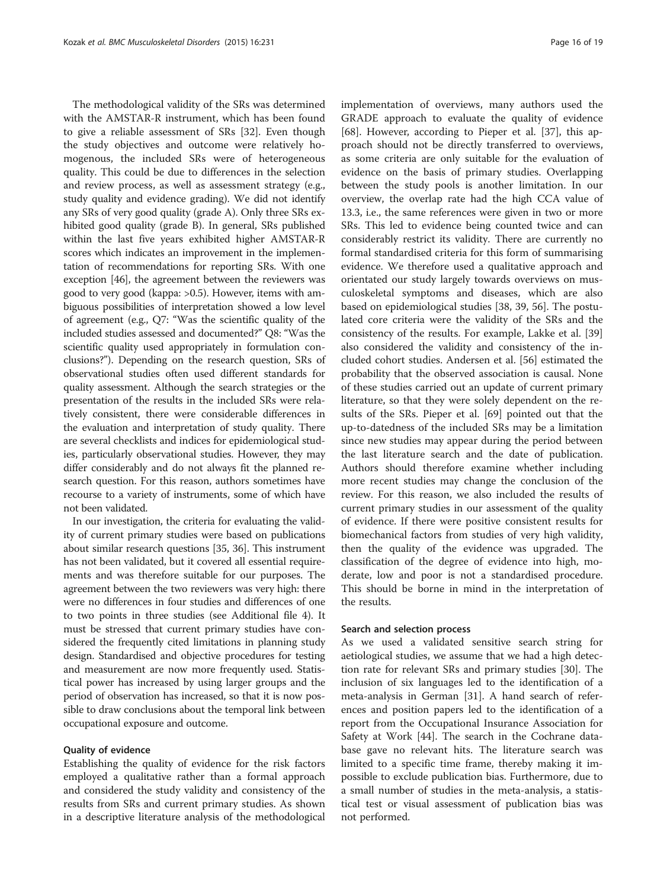The methodological validity of the SRs was determined with the AMSTAR-R instrument, which has been found to give a reliable assessment of SRs [32]. Even though the study objectives and outcome were relatively homogenous, the included SRs were of heterogeneous quality. This could be due to differences in the selection and review process, as well as assessment strategy (e.g., study quality and evidence grading). We did not identify any SRs of very good quality (grade A). Only three SRs exhibited good quality (grade B). In general, SRs published within the last five years exhibited higher AMSTAR-R scores which indicates an improvement in the implementation of recommendations for reporting SRs. With one exception [46], the agreement between the reviewers was good to very good (kappa: >0.5). However, items with ambiguous possibilities of interpretation showed a low level of agreement (e.g., Q7: "Was the scientific quality of the included studies assessed and documented?" Q8: "Was the scientific quality used appropriately in formulation conclusions?"). Depending on the research question, SRs of observational studies often used different standards for quality assessment. Although the search strategies or the presentation of the results in the included SRs were relatively consistent, there were considerable differences in the evaluation and interpretation of study quality. There are several checklists and indices for epidemiological studies, particularly observational studies. However, they may differ considerably and do not always fit the planned research question. For this reason, authors sometimes have recourse to a variety of instruments, some of which have not been validated.

In our investigation, the criteria for evaluating the validity of current primary studies were based on publications about similar research questions [35, 36]. This instrument has not been validated, but it covered all essential requirements and was therefore suitable for our purposes. The agreement between the two reviewers was very high: there were no differences in four studies and differences of one to two points in three studies (see Additional file 4). It must be stressed that current primary studies have considered the frequently cited limitations in planning study design. Standardised and objective procedures for testing and measurement are now more frequently used. Statistical power has increased by using larger groups and the period of observation has increased, so that it is now possible to draw conclusions about the temporal link between occupational exposure and outcome.

#### Quality of evidence

Establishing the quality of evidence for the risk factors employed a qualitative rather than a formal approach and considered the study validity and consistency of the results from SRs and current primary studies. As shown in a descriptive literature analysis of the methodological implementation of overviews, many authors used the GRADE approach to evaluate the quality of evidence [68]. However, according to Pieper et al. [37], this approach should not be directly transferred to overviews, as some criteria are only suitable for the evaluation of evidence on the basis of primary studies. Overlapping between the study pools is another limitation. In our overview, the overlap rate had the high CCA value of 13.3, i.e., the same references were given in two or more SRs. This led to evidence being counted twice and can considerably restrict its validity. There are currently no formal standardised criteria for this form of summarising evidence. We therefore used a qualitative approach and orientated our study largely towards overviews on musculoskeletal symptoms and diseases, which are also based on epidemiological studies [38, 39, 56]. The postulated core criteria were the validity of the SRs and the consistency of the results. For example, Lakke et al. [39] also considered the validity and consistency of the included cohort studies. Andersen et al. [56] estimated the probability that the observed association is causal. None of these studies carried out an update of current primary literature, so that they were solely dependent on the results of the SRs. Pieper et al. [69] pointed out that the up-to-datedness of the included SRs may be a limitation since new studies may appear during the period between the last literature search and the date of publication. Authors should therefore examine whether including more recent studies may change the conclusion of the review. For this reason, we also included the results of current primary studies in our assessment of the quality of evidence. If there were positive consistent results for biomechanical factors from studies of very high validity, then the quality of the evidence was upgraded. The classification of the degree of evidence into high, moderate, low and poor is not a standardised procedure. This should be borne in mind in the interpretation of the results.

#### Search and selection process

As we used a validated sensitive search string for aetiological studies, we assume that we had a high detection rate for relevant SRs and primary studies [30]. The inclusion of six languages led to the identification of a meta-analysis in German [31]. A hand search of references and position papers led to the identification of a report from the Occupational Insurance Association for Safety at Work [44]. The search in the Cochrane database gave no relevant hits. The literature search was limited to a specific time frame, thereby making it impossible to exclude publication bias. Furthermore, due to a small number of studies in the meta-analysis, a statistical test or visual assessment of publication bias was not performed.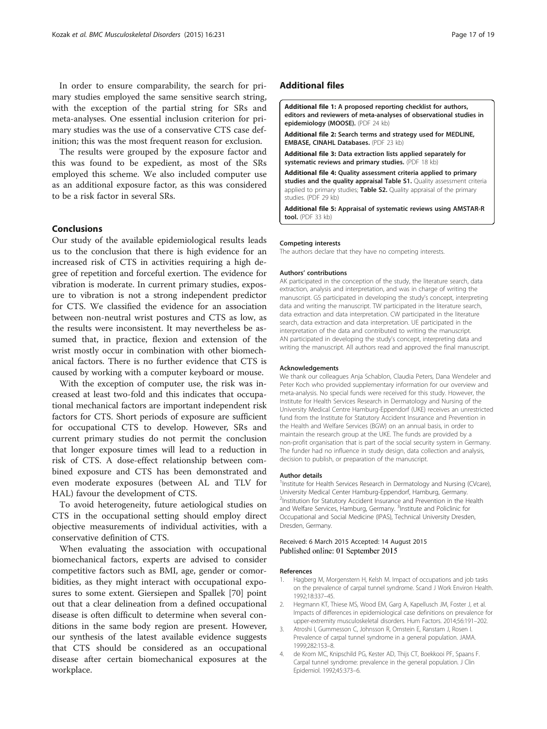In order to ensure comparability, the search for primary studies employed the same sensitive search string, with the exception of the partial string for SRs and meta-analyses. One essential inclusion criterion for primary studies was the use of a conservative CTS case definition; this was the most frequent reason for exclusion.

The results were grouped by the exposure factor and this was found to be expedient, as most of the SRs employed this scheme. We also included computer use as an additional exposure factor, as this was considered to be a risk factor in several SRs.

## Conclusions

Our study of the available epidemiological results leads us to the conclusion that there is high evidence for an increased risk of CTS in activities requiring a high degree of repetition and forceful exertion. The evidence for vibration is moderate. In current primary studies, exposure to vibration is not a strong independent predictor for CTS. We classified the evidence for an association between non-neutral wrist postures and CTS as low, as the results were inconsistent. It may nevertheless be assumed that, in practice, flexion and extension of the wrist mostly occur in combination with other biomechanical factors. There is no further evidence that CTS is caused by working with a computer keyboard or mouse.

With the exception of computer use, the risk was increased at least two-fold and this indicates that occupational mechanical factors are important independent risk factors for CTS. Short periods of exposure are sufficient for occupational CTS to develop. However, SRs and current primary studies do not permit the conclusion that longer exposure times will lead to a reduction in risk of CTS. A dose-effect relationship between combined exposure and CTS has been demonstrated and even moderate exposures (between AL and TLV for HAL) favour the development of CTS.

To avoid heterogeneity, future aetiological studies on CTS in the occupational setting should employ direct objective measurements of individual activities, with a conservative definition of CTS.

When evaluating the association with occupational biomechanical factors, experts are advised to consider competitive factors such as BMI, age, gender or comorbidities, as they might interact with occupational exposures to some extent. Giersiepen and Spallek [70] point out that a clear delineation from a defined occupational disease is often difficult to determine when several conditions in the same body region are present. However, our synthesis of the latest available evidence suggests that CTS should be considered as an occupational disease after certain biomechanical exposures at the workplace.

## Additional files

**Additional file 1: A proposed reporting checklist for authors, editors and reviewers of meta-analyses of observational studies in epidemiology (MOOSE).** (PDF 24 kb)

**Additional file 2: Search terms and strategy used for MEDLINE, EMBASE, CINAHL Databases.** (PDF 23 kb)

**Additional file 3: Data extraction lists applied separately for systematic reviews and primary studies.** (PDF 18 kb)

**Additional file 4: Quality assessment criteria applied to primary studies and the quality appraisal Table S1.** Quality assessment criteria applied to primary studies; **Table S2.** Quality appraisal of the primary studies. (PDF 29 kb)

**Additional file 5: Appraisal of systematic reviews using AMSTAR-R tool.** (PDF 33 kb)

#### Competing interests

The authors declare that they have no competing interests.

#### Authors' contributions

AK participated in the conception of the study, the literature search, data extraction, analysis and interpretation, and was in charge of writing the manuscript. GS participated in developing the study's concept, interpreting data and writing the manuscript. TW participated in the literature search, data extraction and data interpretation. CW participated in the literature search, data extraction and data interpretation. UE participated in the interpretation of the data and contributed to writing the manuscript. AN participated in developing the study's concept, interpreting data and writing the manuscript. All authors read and approved the final manuscript.

#### Acknowledgements

We thank our colleagues Anja Schablon, Claudia Peters, Dana Wendeler and Peter Koch who provided supplementary information for our overview and meta-analysis. No special funds were received for this study. However, the Institute for Health Services Research in Dermatology and Nursing of the University Medical Centre Hamburg-Eppendorf (UKE) receives an unrestricted fund from the Institute for Statutory Accident Insurance and Prevention in the Health and Welfare Services (BGW) on an annual basis, in order to maintain the research group at the UKE. The funds are provided by a non-profit organisation that is part of the social security system in Germany. The funder had no influence in study design, data collection and analysis, decision to publish, or preparation of the manuscript.

#### Author details

[1]Institute for Health Services Research in Dermatology and Nursing (CVcare), University Medical Center Hamburg-Eppendorf, Hamburg, Germany. [2]Institution for Statutory Accident Insurance and Prevention in the Health and Welfare Services, Hamburg, Germany. [3]Institute and Policlinic for Occupational and Social Medicine (IPAS), Technical University Dresden, Dresden, Germany.

Received: 6 March 2015 Accepted: 14 August 2015
Published online: 01 September 2015

#### References

1. Hagberg M, Morgenstern H, Kelsh M. Impact of occupations and job tasks on the prevalence of carpal tunnel syndrome. Scand J Work Environ Health. 1992;18:337–45.
2. Hegmann KT, Thiese MS, Wood EM, Garg A, Kapellusch JM, Foster J, et al. Impacts of differences in epidemiological case definitions on prevalence for upper-extremity musculoskeletal disorders. Hum Factors. 2014;56:191–202.
3. Atroshi I, Gummesson C, Johnsson R, Ornstein E, Ranstam J, Rosen I. Prevalence of carpal tunnel syndrome in a general population. JAMA. 1999;282:153–8.
4. de Krom MC, Knipschild PG, Kester AD, Thijs CT, Boekkooi PF, Spaans F. Carpal tunnel syndrome: prevalence in the general population. J Clin Epidemiol. 1992;45:373–6.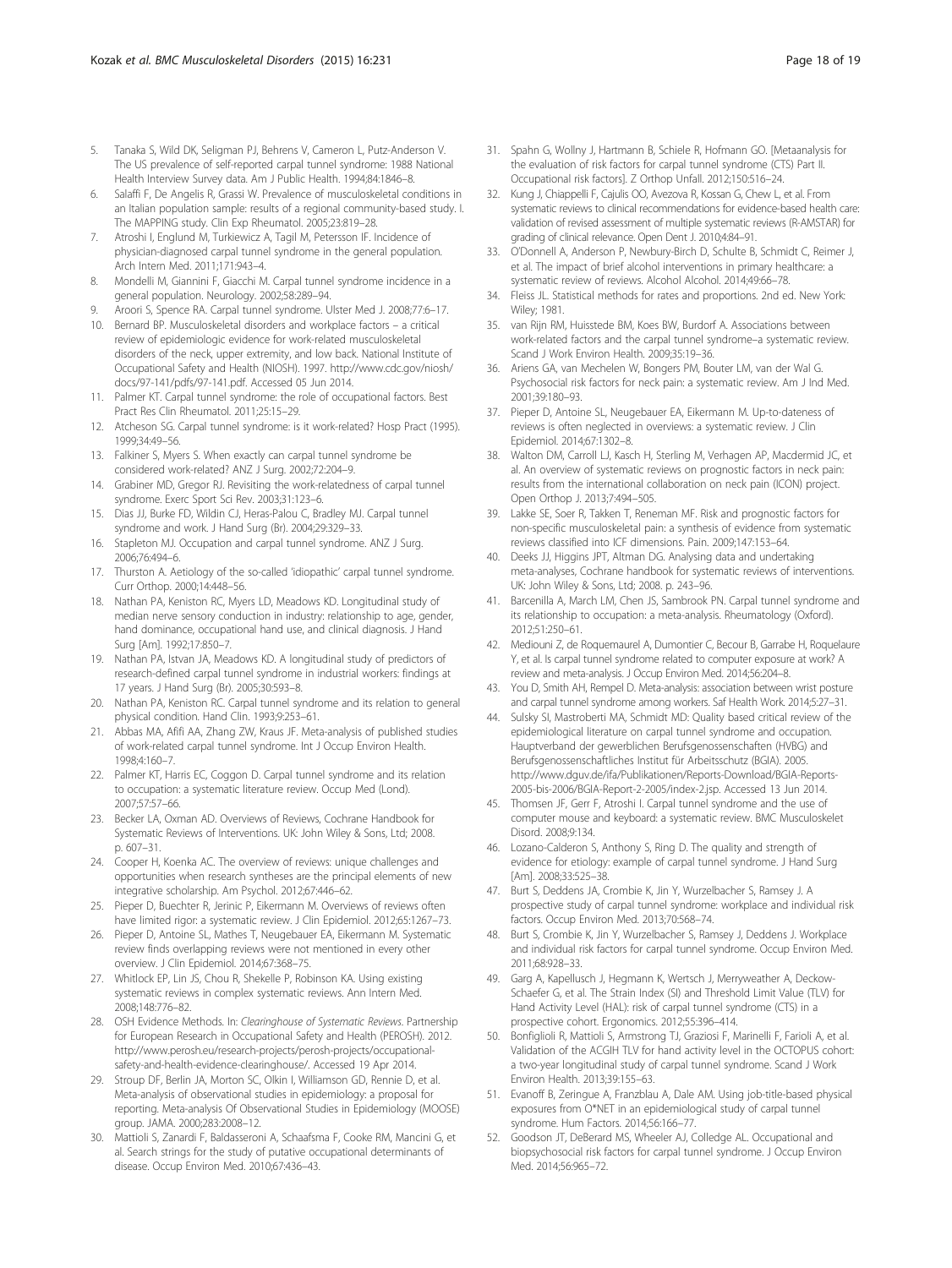5. Tanaka S, Wild DK, Seligman PJ, Behrens V, Cameron L, Putz-Anderson V. The US prevalence of self-reported carpal tunnel syndrome: 1988 National Health Interview Survey data. Am J Public Health. 1994;84:1846–8.
6. Salaffi F, De Angelis R, Grassi W. Prevalence of musculoskeletal conditions in an Italian population sample: results of a regional community-based study. I. The MAPPING study. Clin Exp Rheumatol. 2005;23:819–28.
7. Atroshi I, Englund M, Turkiewicz A, Tagil M, Petersson IF. Incidence of physician-diagnosed carpal tunnel syndrome in the general population. Arch Intern Med. 2011;171:943–4.
8. Mondelli M, Giannini F, Giacchi M. Carpal tunnel syndrome incidence in a general population. Neurology. 2002;58:289–94.
9. Aroori S, Spence RA. Carpal tunnel syndrome. Ulster Med J. 2008;77:6–17.
10. Bernard BP. Musculoskeletal disorders and workplace factors – a critical review of epidemiologic evidence for work-related musculoskeletal disorders of the neck, upper extremity, and low back. National Institute of Occupational Safety and Health (NIOSH). 1997. http://www.cdc.gov/niosh/docs/97-141/pdfs/97-141.pdf. Accessed 05 Jun 2014.
11. Palmer KT. Carpal tunnel syndrome: the role of occupational factors. Best Pract Res Clin Rheumatol. 2011;25:15–29.
12. Atcheson SG. Carpal tunnel syndrome: is it work-related? Hosp Pract (1995). 1999;34:49–56.
13. Falkiner S, Myers S. When exactly can carpal tunnel syndrome be considered work-related? ANZ J Surg. 2002;72:204–9.
14. Grabiner MD, Gregor RJ. Revisiting the work-relatedness of carpal tunnel syndrome. Exerc Sport Sci Rev. 2003;31:123–6.
15. Dias JJ, Burke FD, Wildin CJ, Heras-Palou C, Bradley MJ. Carpal tunnel syndrome and work. J Hand Surg (Br). 2004;29:329–33.
16. Stapleton MJ. Occupation and carpal tunnel syndrome. ANZ J Surg. 2006;76:494–6.
17. Thurston A. Aetiology of the so-called 'idiopathic' carpal tunnel syndrome. Curr Orthop. 2000;14:448–56.
18. Nathan PA, Keniston RC, Myers LD, Meadows KD. Longitudinal study of median nerve sensory conduction in industry: relationship to age, gender, hand dominance, occupational hand use, and clinical diagnosis. J Hand Surg [Am]. 1992;17:850–7.
19. Nathan PA, Istvan JA, Meadows KD. A longitudinal study of predictors of research-defined carpal tunnel syndrome in industrial workers: findings at 17 years. J Hand Surg (Br). 2005;30:593–8.
20. Nathan PA, Keniston RC. Carpal tunnel syndrome and its relation to general physical condition. Hand Clin. 1993;9:253–61.
21. Abbas MA, Afifi AA, Zhang ZW, Kraus JF. Meta-analysis of published studies of work-related carpal tunnel syndrome. Int J Occup Environ Health. 1998;4:160–7.
22. Palmer KT, Harris EC, Coggon D. Carpal tunnel syndrome and its relation to occupation: a systematic literature review. Occup Med (Lond). 2007;57:57–66.
23. Becker LA, Oxman AD. Overviews of Reviews, Cochrane Handbook for Systematic Reviews of Interventions. UK: John Wiley & Sons, Ltd; 2008. p. 607–31.
24. Cooper H, Koenka AC. The overview of reviews: unique challenges and opportunities when research syntheses are the principal elements of new integrative scholarship. Am Psychol. 2012;67:446–62.
25. Pieper D, Buechter R, Jerinic P, Eikermann M. Overviews of reviews often have limited rigor: a systematic review. J Clin Epidemiol. 2012;65:1267–73.
26. Pieper D, Antoine SL, Mathes T, Neugebauer EA, Eikermann M. Systematic review finds overlapping reviews were not mentioned in every other overview. J Clin Epidemiol. 2014;67:368–75.
27. Whitlock EP, Lin JS, Chou R, Shekelle P, Robinson KA. Using existing systematic reviews in complex systematic reviews. Ann Intern Med. 2008;148:776–82.
28. OSH Evidence Methods. In: *Clearinghouse of Systematic Reviews*. Partnership for European Research in Occupational Safety and Health (PEROSH). 2012. http://www.perosh.eu/research-projects/perosh-projects/occupational-safety-and-health-evidence-clearinghouse/. Accessed 19 Apr 2014.
29. Stroup DF, Berlin JA, Morton SC, Olkin I, Williamson GD, Rennie D, et al. Meta-analysis of observational studies in epidemiology: a proposal for reporting. Meta-analysis Of Observational Studies in Epidemiology (MOOSE) group. JAMA. 2000;283:2008–12.
30. Mattioli S, Zanardi F, Baldasseroni A, Schaafsma F, Cooke RM, Mancini G, et al. Search strings for the study of putative occupational determinants of disease. Occup Environ Med. 2010;67:436–43.
31. Spahn G, Wollny J, Hartmann B, Schiele R, Hofmann GO. [Metaanalysis for the evaluation of risk factors for carpal tunnel syndrome (CTS) Part II. Occupational risk factors]. Z Orthop Unfall. 2012;150:516–24.
32. Kung J, Chiappelli F, Cajulis OO, Avezova R, Kossan G, Chew L, et al. From systematic reviews to clinical recommendations for evidence-based health care: validation of revised assessment of multiple systematic reviews (R-AMSTAR) for grading of clinical relevance. Open Dent J. 2010;4:84–91.
33. O'Donnell A, Anderson P, Newbury-Birch D, Schulte B, Schmidt C, Reimer J, et al. The impact of brief alcohol interventions in primary healthcare: a systematic review of reviews. Alcohol Alcohol. 2014;49:66–78.
34. Fleiss JL. Statistical methods for rates and proportions. 2nd ed. New York: Wiley; 1981.
35. van Rijn RM, Huisstede BM, Koes BW, Burdorf A. Associations between work-related factors and the carpal tunnel syndrome–a systematic review. Scand J Work Environ Health. 2009;35:19–36.
36. Ariens GA, van Mechelen W, Bongers PM, Bouter LM, van der Wal G. Psychosocial risk factors for neck pain: a systematic review. Am J Ind Med. 2001;39:180–93.
37. Pieper D, Antoine SL, Neugebauer EA, Eikermann M. Up-to-dateness of reviews is often neglected in overviews: a systematic review. J Clin Epidemiol. 2014;67:1302–8.
38. Walton DM, Carroll LJ, Kasch H, Sterling M, Verhagen AP, Macdermid JC, et al. An overview of systematic reviews on prognostic factors in neck pain: results from the international collaboration on neck pain (ICON) project. Open Orthop J. 2013;7:494–505.
39. Lakke SE, Soer R, Takken T, Reneman MF. Risk and prognostic factors for non-specific musculoskeletal pain: a synthesis of evidence from systematic reviews classified into ICF dimensions. Pain. 2009;147:153–64.
40. Deeks JJ, Higgins JPT, Altman DG. Analysing data and undertaking meta-analyses, Cochrane handbook for systematic reviews of interventions. UK: John Wiley & Sons, Ltd; 2008. p. 243–96.
41. Barcenilla A, March LM, Chen JS, Sambrook PN. Carpal tunnel syndrome and its relationship to occupation: a meta-analysis. Rheumatology (Oxford). 2012;51:250–61.
42. Mediouni Z, de Roquemaurel A, Dumontier C, Becour B, Garrabe H, Roquelaure Y, et al. Is carpal tunnel syndrome related to computer exposure at work? A review and meta-analysis. J Occup Environ Med. 2014;56:204–8.
43. You D, Smith AH, Rempel D. Meta-analysis: association between wrist posture and carpal tunnel syndrome among workers. Saf Health Work. 2014;5:27–31.
44. Sulsky SI, Mastroberti MA, Schmidt MD: Quality based critical review of the epidemiological literature on carpal tunnel syndrome and occupation. Hauptverband der gewerblichen Berufsgenossenschaften (HVBG) and Berufsgenossenschaftliches Institut für Arbeitsschutz (BGIA). 2005. http://www.dguv.de/ifa/Publikationen/Reports-Download/BGIA-Reports-2005-bis-2006/BGIA-Report-2-2005/index-2.jsp. Accessed 13 Jun 2014.
45. Thomsen JF, Gerr F, Atroshi I. Carpal tunnel syndrome and the use of computer mouse and keyboard: a systematic review. BMC Musculoskelet Disord. 2008;9:134.
46. Lozano-Calderon S, Anthony S, Ring D. The quality and strength of evidence for etiology: example of carpal tunnel syndrome. J Hand Surg [Am]. 2008;33:525–38.
47. Burt S, Deddens JA, Crombie K, Jin Y, Wurzelbacher S, Ramsey J. A prospective study of carpal tunnel syndrome: workplace and individual risk factors. Occup Environ Med. 2013;70:568–74.
48. Burt S, Crombie K, Jin Y, Wurzelbacher S, Ramsey J, Deddens J. Workplace and individual risk factors for carpal tunnel syndrome. Occup Environ Med. 2011;68:928–33.
49. Garg A, Kapellusch J, Hegmann K, Wertsch J, Merryweather A, Deckow-Schaefer G, et al. The Strain Index (SI) and Threshold Limit Value (TLV) for Hand Activity Level (HAL): risk of carpal tunnel syndrome (CTS) in a prospective cohort. Ergonomics. 2012;55:396–414.
50. Bonfiglioli R, Mattioli S, Armstrong TJ, Graziosi F, Marinelli F, Farioli A, et al. Validation of the ACGIH TLV for hand activity level in the OCTOPUS cohort: a two-year longitudinal study of carpal tunnel syndrome. Scand J Work Environ Health. 2013;39:155–63.
51. Evanoff B, Zeringue A, Franzblau A, Dale AM. Using job-title-based physical exposures from O*NET in an epidemiological study of carpal tunnel syndrome. Hum Factors. 2014;56:166–77.
52. Goodson JT, DeBerard MS, Wheeler AJ, Colledge AL. Occupational and biopsychosocial risk factors for carpal tunnel syndrome. J Occup Environ Med. 2014;56:965–72.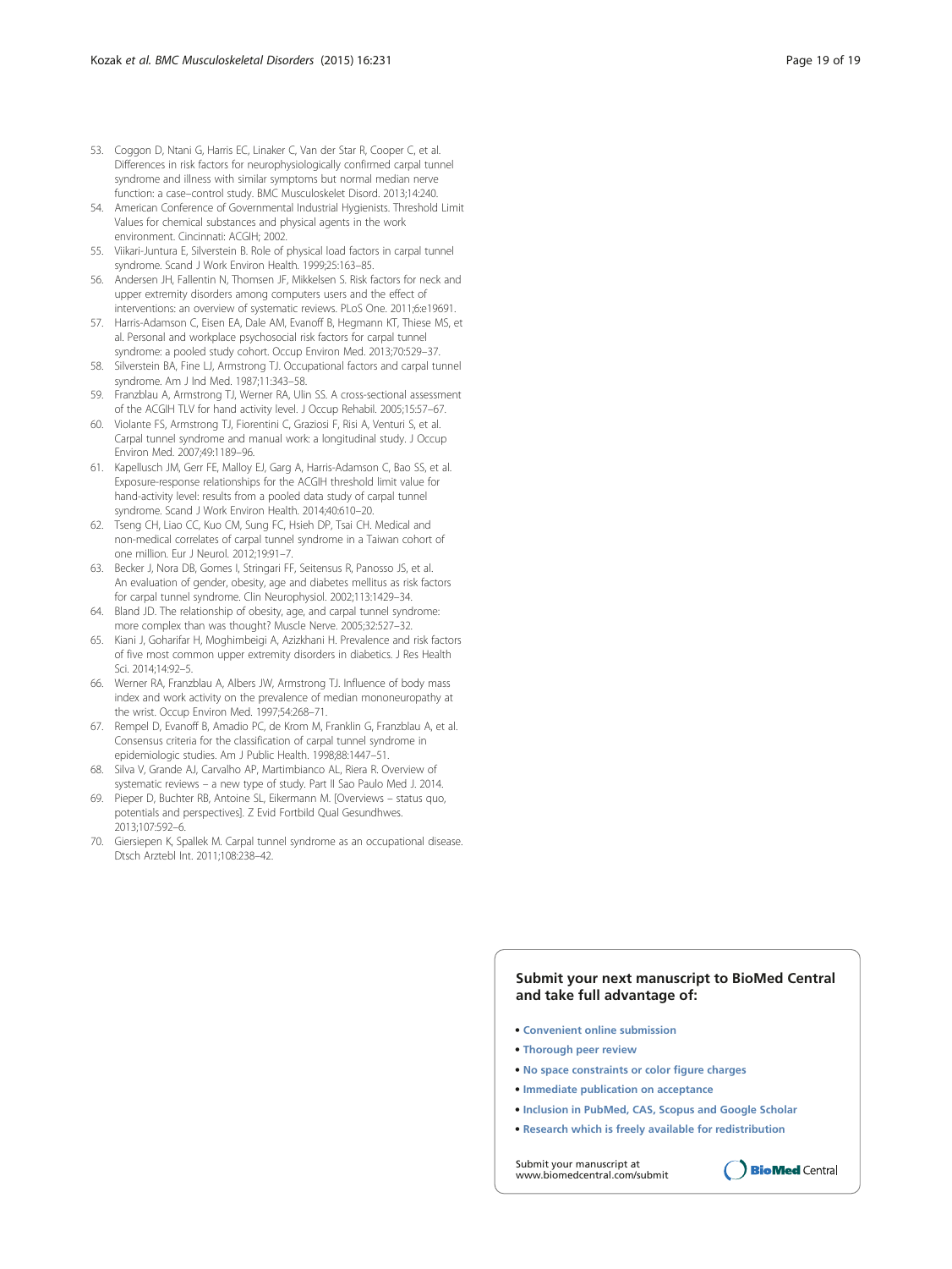53. Coggon D, Ntani G, Harris EC, Linaker C, Van der Star R, Cooper C, et al. Differences in risk factors for neurophysiologically confirmed carpal tunnel syndrome and illness with similar symptoms but normal median nerve function: a case–control study. BMC Musculoskelet Disord. 2013;14:240.
54. American Conference of Governmental Industrial Hygienists. Threshold Limit Values for chemical substances and physical agents in the work environment. Cincinnati: ACGIH; 2002.
55. Viikari-Juntura E, Silverstein B. Role of physical load factors in carpal tunnel syndrome. Scand J Work Environ Health. 1999;25:163–85.
56. Andersen JH, Fallentin N, Thomsen JF, Mikkelsen S. Risk factors for neck and upper extremity disorders among computers users and the effect of interventions: an overview of systematic reviews. PLoS One. 2011;6:e19691.
57. Harris-Adamson C, Eisen EA, Dale AM, Evanoff B, Hegmann KT, Thiese MS, et al. Personal and workplace psychosocial risk factors for carpal tunnel syndrome: a pooled study cohort. Occup Environ Med. 2013;70:529–37.
58. Silverstein BA, Fine LJ, Armstrong TJ. Occupational factors and carpal tunnel syndrome. Am J Ind Med. 1987;11:343–58.
59. Franzblau A, Armstrong TJ, Werner RA, Ulin SS. A cross-sectional assessment of the ACGIH TLV for hand activity level. J Occup Rehabil. 2005;15:57–67.
60. Violante FS, Armstrong TJ, Fiorentini C, Graziosi F, Risi A, Venturi S, et al. Carpal tunnel syndrome and manual work: a longitudinal study. J Occup Environ Med. 2007;49:1189–96.
61. Kapellusch JM, Gerr FE, Malloy EJ, Garg A, Harris-Adamson C, Bao SS, et al. Exposure-response relationships for the ACGIH threshold limit value for hand-activity level: results from a pooled data study of carpal tunnel syndrome. Scand J Work Environ Health. 2014;40:610–20.
62. Tseng CH, Liao CC, Kuo CM, Sung FC, Hsieh DP, Tsai CH. Medical and non-medical correlates of carpal tunnel syndrome in a Taiwan cohort of one million. Eur J Neurol. 2012;19:91–7.
63. Becker J, Nora DB, Gomes I, Stringari FF, Seitensus R, Panosso JS, et al. An evaluation of gender, obesity, age and diabetes mellitus as risk factors for carpal tunnel syndrome. Clin Neurophysiol. 2002;113:1429–34.
64. Bland JD. The relationship of obesity, age, and carpal tunnel syndrome: more complex than was thought? Muscle Nerve. 2005;32:527–32.
65. Kiani J, Goharifar H, Moghimbeigi A, Azizkhani H. Prevalence and risk factors of five most common upper extremity disorders in diabetics. J Res Health Sci. 2014;14:92–5.
66. Werner RA, Franzblau A, Albers JW, Armstrong TJ. Influence of body mass index and work activity on the prevalence of median mononeuropathy at the wrist. Occup Environ Med. 1997;54:268–71.
67. Rempel D, Evanoff B, Amadio PC, de Krom M, Franklin G, Franzblau A, et al. Consensus criteria for the classification of carpal tunnel syndrome in epidemiologic studies. Am J Public Health. 1998;88:1447–51.
68. Silva V, Grande AJ, Carvalho AP, Martimbianco AL, Riera R. Overview of systematic reviews – a new type of study. Part II Sao Paulo Med J. 2014.
69. Pieper D, Buchter RB, Antoine SL, Eikermann M. [Overviews – status quo, potentials and perspectives]. Z Evid Fortbild Qual Gesundhwes. 2013;107:592–6.
70. Giersiepen K, Spallek M. Carpal tunnel syndrome as an occupational disease. Dtsch Arztebl Int. 2011;108:238–42.

**Submit your next manuscript to BioMed Central and take full advantage of:**

- **Convenient online submission**
- **Thorough peer review**
- **No space constraints or color figure charges**
- **Immediate publication on acceptance**
- **Inclusion in PubMed, CAS, Scopus and Google Scholar**
- **Research which is freely available for redistribution**

Submit your manuscript at
www.biomedcentral.com/submit

BioMed Central